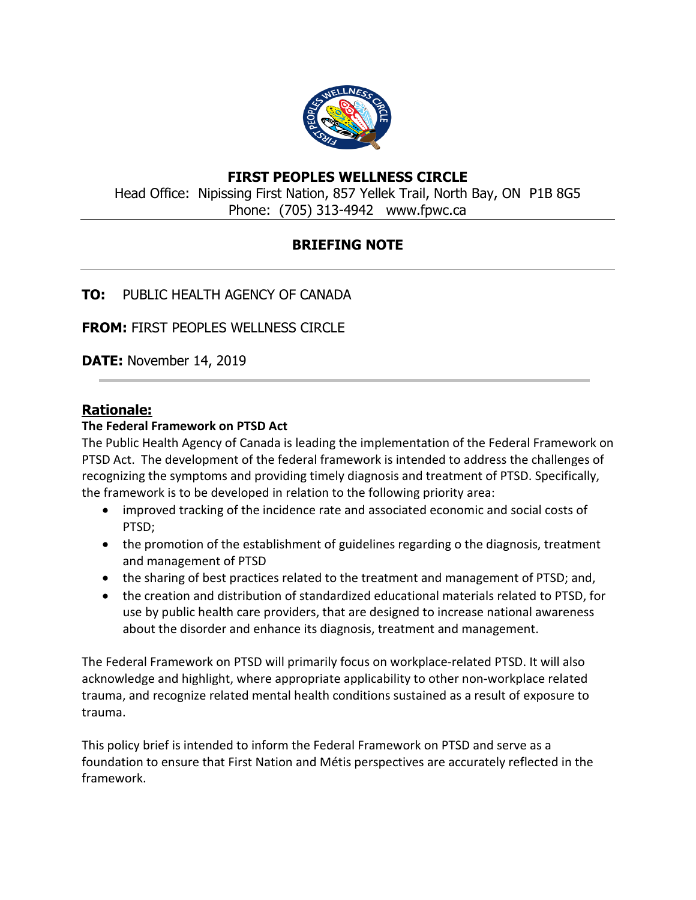# FIRST PEOPLES WELLNESS CIRCLE

Head Office: Nipissing First Nation, 857 Yellek Trail, North Bay, ON P1B 8G5
Phone: (705) 313-4942 www.fpwc.ca

---

## BRIEFING NOTE

---

**TO:** PUBLIC HEALTH AGENCY OF CANADA

**FROM:** FIRST PEOPLES WELLNESS CIRCLE

**DATE:** November 14, 2019

---

## Rationale:

### The Federal Framework on PTSD Act

The Public Health Agency of Canada is leading the implementation of the Federal Framework on PTSD Act. The development of the federal framework is intended to address the challenges of recognizing the symptoms and providing timely diagnosis and treatment of PTSD. Specifically, the framework is to be developed in relation to the following priority area:

- improved tracking of the incidence rate and associated economic and social costs of PTSD;
- the promotion of the establishment of guidelines regarding o the diagnosis, treatment and management of PTSD
- the sharing of best practices related to the treatment and management of PTSD; and,
- the creation and distribution of standardized educational materials related to PTSD, for use by public health care providers, that are designed to increase national awareness about the disorder and enhance its diagnosis, treatment and management.

The Federal Framework on PTSD will primarily focus on workplace-related PTSD. It will also acknowledge and highlight, where appropriate applicability to other non-workplace related trauma, and recognize related mental health conditions sustained as a result of exposure to trauma.

This policy brief is intended to inform the Federal Framework on PTSD and serve as a foundation to ensure that First Nation and Métis perspectives are accurately reflected in the framework.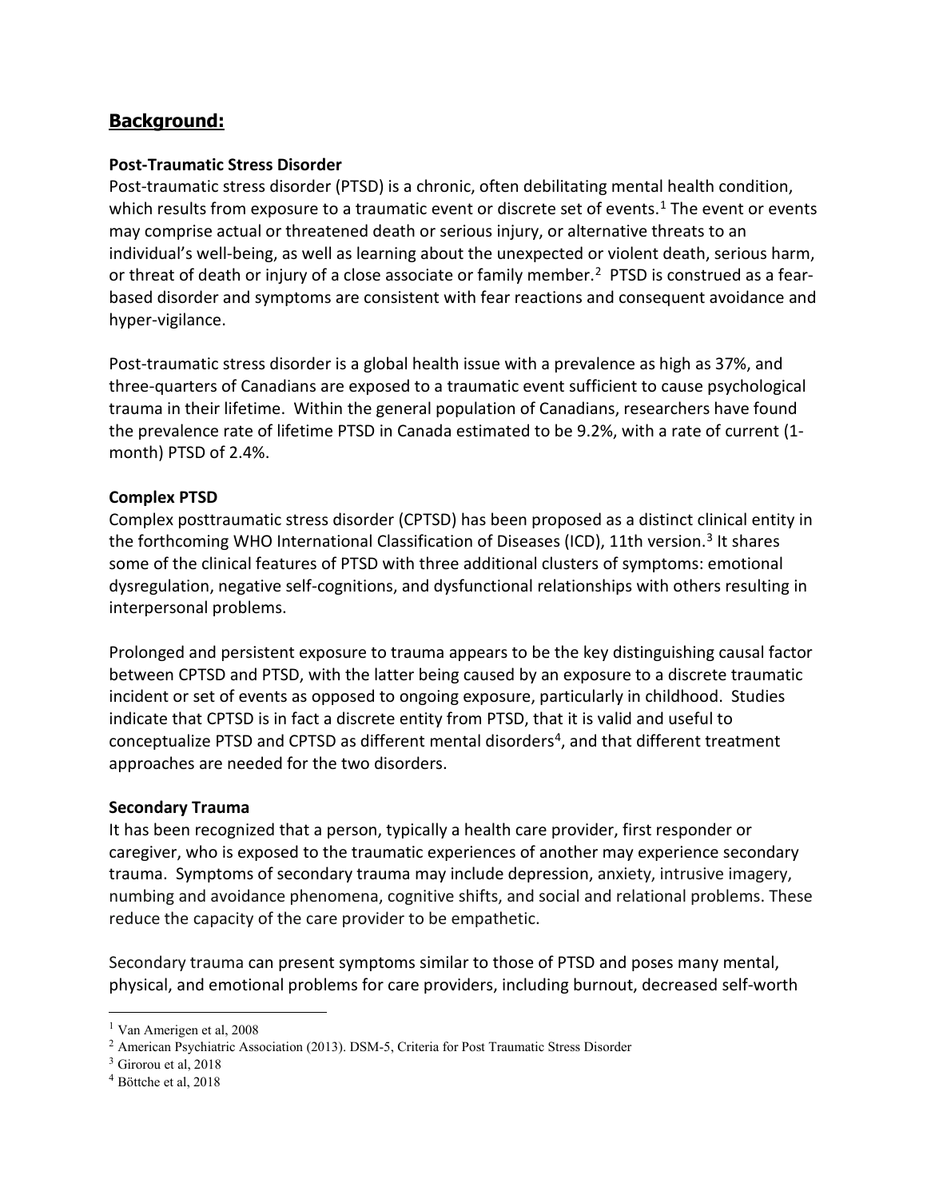## Background:

### Post-Traumatic Stress Disorder

Post-traumatic stress disorder (PTSD) is a chronic, often debilitating mental health condition, which results from exposure to a traumatic event or discrete set of events.[1] The event or events may comprise actual or threatened death or serious injury, or alternative threats to an individual's well-being, as well as learning about the unexpected or violent death, serious harm, or threat of death or injury of a close associate or family member.[2] PTSD is construed as a fear-based disorder and symptoms are consistent with fear reactions and consequent avoidance and hyper-vigilance.

Post-traumatic stress disorder is a global health issue with a prevalence as high as 37%, and three-quarters of Canadians are exposed to a traumatic event sufficient to cause psychological trauma in their lifetime. Within the general population of Canadians, researchers have found the prevalence rate of lifetime PTSD in Canada estimated to be 9.2%, with a rate of current (1-month) PTSD of 2.4%.

### Complex PTSD

Complex posttraumatic stress disorder (CPTSD) has been proposed as a distinct clinical entity in the forthcoming WHO International Classification of Diseases (ICD), 11th version.[3] It shares some of the clinical features of PTSD with three additional clusters of symptoms: emotional dysregulation, negative self-cognitions, and dysfunctional relationships with others resulting in interpersonal problems.

Prolonged and persistent exposure to trauma appears to be the key distinguishing causal factor between CPTSD and PTSD, with the latter being caused by an exposure to a discrete traumatic incident or set of events as opposed to ongoing exposure, particularly in childhood. Studies indicate that CPTSD is in fact a discrete entity from PTSD, that it is valid and useful to conceptualize PTSD and CPTSD as different mental disorders[4], and that different treatment approaches are needed for the two disorders.

### Secondary Trauma

It has been recognized that a person, typically a health care provider, first responder or caregiver, who is exposed to the traumatic experiences of another may experience secondary trauma. Symptoms of secondary trauma may include depression, anxiety, intrusive imagery, numbing and avoidance phenomena, cognitive shifts, and social and relational problems. These reduce the capacity of the care provider to be empathetic.

Secondary trauma can present symptoms similar to those of PTSD and poses many mental, physical, and emotional problems for care providers, including burnout, decreased self-worth

---

[1] Van Amerigen et al, 2008

[2] American Psychiatric Association (2013). DSM-5, Criteria for Post Traumatic Stress Disorder

[3] Girorou et al, 2018

[4] Böttche et al, 2018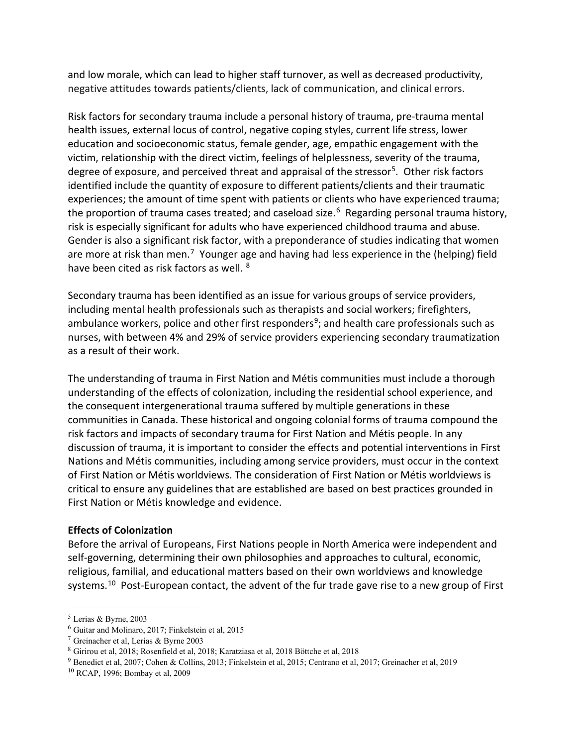and low morale, which can lead to higher staff turnover, as well as decreased productivity, negative attitudes towards patients/clients, lack of communication, and clinical errors.

Risk factors for secondary trauma include a personal history of trauma, pre-trauma mental health issues, external locus of control, negative coping styles, current life stress, lower education and socioeconomic status, female gender, age, empathic engagement with the victim, relationship with the direct victim, feelings of helplessness, severity of the trauma, degree of exposure, and perceived threat and appraisal of the stressor[5]. Other risk factors identified include the quantity of exposure to different patients/clients and their traumatic experiences; the amount of time spent with patients or clients who have experienced trauma; the proportion of trauma cases treated; and caseload size.[6] Regarding personal trauma history, risk is especially significant for adults who have experienced childhood trauma and abuse. Gender is also a significant risk factor, with a preponderance of studies indicating that women are more at risk than men.[7] Younger age and having had less experience in the (helping) field have been cited as risk factors as well. [8]

Secondary trauma has been identified as an issue for various groups of service providers, including mental health professionals such as therapists and social workers; firefighters, ambulance workers, police and other first responders[9]; and health care professionals such as nurses, with between 4% and 29% of service providers experiencing secondary traumatization as a result of their work.

The understanding of trauma in First Nation and Métis communities must include a thorough understanding of the effects of colonization, including the residential school experience, and the consequent intergenerational trauma suffered by multiple generations in these communities in Canada. These historical and ongoing colonial forms of trauma compound the risk factors and impacts of secondary trauma for First Nation and Métis people. In any discussion of trauma, it is important to consider the effects and potential interventions in First Nations and Métis communities, including among service providers, must occur in the context of First Nation or Métis worldviews. The consideration of First Nation or Métis worldviews is critical to ensure any guidelines that are established are based on best practices grounded in First Nation or Métis knowledge and evidence.

**Effects of Colonization**

Before the arrival of Europeans, First Nations people in North America were independent and self-governing, determining their own philosophies and approaches to cultural, economic, religious, familial, and educational matters based on their own worldviews and knowledge systems.[10] Post-European contact, the advent of the fur trade gave rise to a new group of First

---

[5] Lerias & Byrne, 2003

[6] Guitar and Molinaro, 2017; Finkelstein et al, 2015

[7] Greinacher et al, Lerias & Byrne 2003

[8] Girirou et al, 2018; Rosenfield et al, 2018; Karatziasa et al, 2018 Böttche et al, 2018

[9] Benedict et al, 2007; Cohen & Collins, 2013; Finkelstein et al, 2015; Centrano et al, 2017; Greinacher et al, 2019

[10] RCAP, 1996; Bombay et al, 2009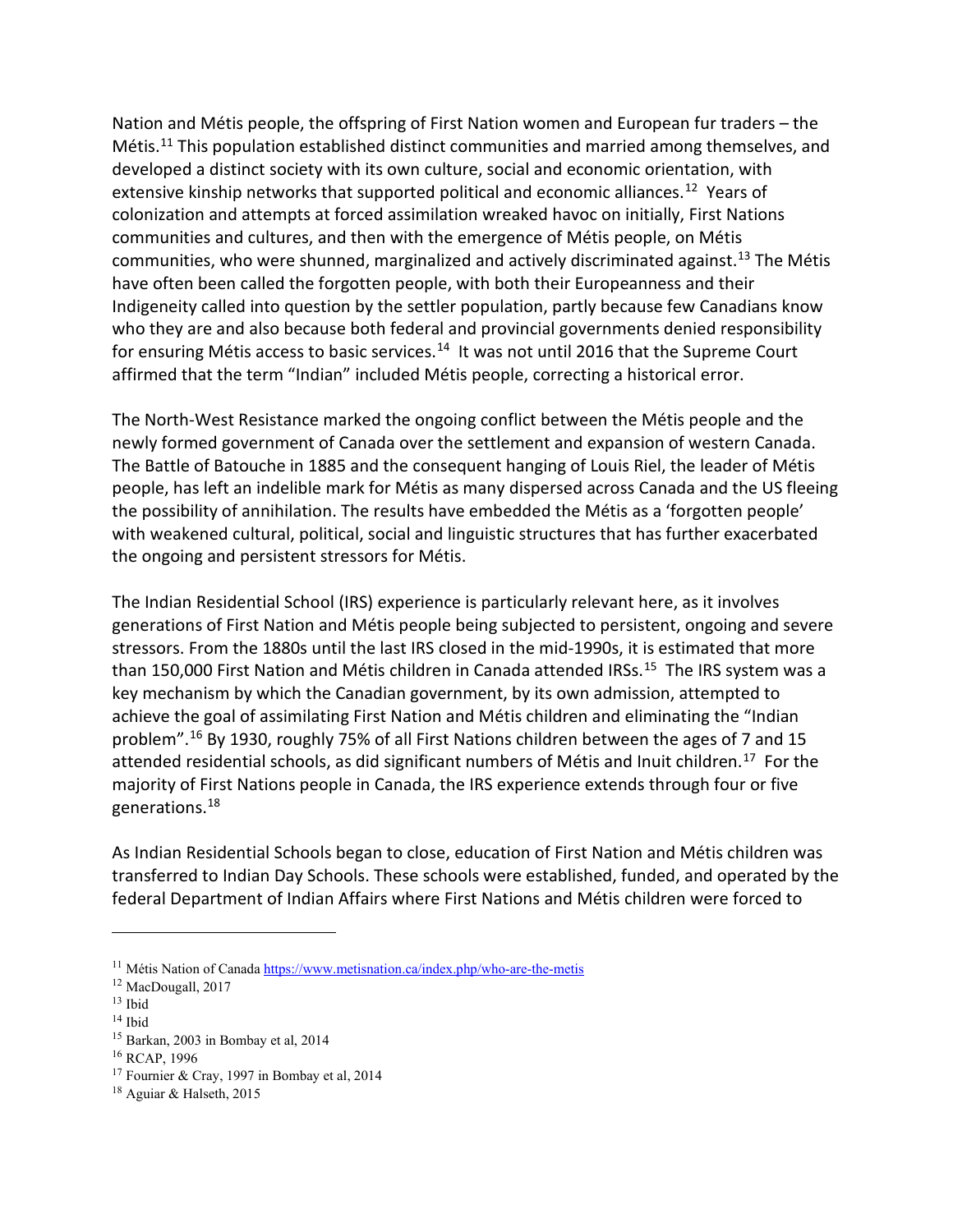Nation and Métis people, the offspring of First Nation women and European fur traders – the Métis.[11] This population established distinct communities and married among themselves, and developed a distinct society with its own culture, social and economic orientation, with extensive kinship networks that supported political and economic alliances.[12] Years of colonization and attempts at forced assimilation wreaked havoc on initially, First Nations communities and cultures, and then with the emergence of Métis people, on Métis communities, who were shunned, marginalized and actively discriminated against.[13] The Métis have often been called the forgotten people, with both their Europeanness and their Indigeneity called into question by the settler population, partly because few Canadians know who they are and also because both federal and provincial governments denied responsibility for ensuring Métis access to basic services.[14] It was not until 2016 that the Supreme Court affirmed that the term "Indian" included Métis people, correcting a historical error.

The North-West Resistance marked the ongoing conflict between the Métis people and the newly formed government of Canada over the settlement and expansion of western Canada. The Battle of Batouche in 1885 and the consequent hanging of Louis Riel, the leader of Métis people, has left an indelible mark for Métis as many dispersed across Canada and the US fleeing the possibility of annihilation. The results have embedded the Métis as a 'forgotten people' with weakened cultural, political, social and linguistic structures that has further exacerbated the ongoing and persistent stressors for Métis.

The Indian Residential School (IRS) experience is particularly relevant here, as it involves generations of First Nation and Métis people being subjected to persistent, ongoing and severe stressors. From the 1880s until the last IRS closed in the mid-1990s, it is estimated that more than 150,000 First Nation and Métis children in Canada attended IRSs.[15] The IRS system was a key mechanism by which the Canadian government, by its own admission, attempted to achieve the goal of assimilating First Nation and Métis children and eliminating the "Indian problem".[16] By 1930, roughly 75% of all First Nations children between the ages of 7 and 15 attended residential schools, as did significant numbers of Métis and Inuit children.[17] For the majority of First Nations people in Canada, the IRS experience extends through four or five generations.[18]

As Indian Residential Schools began to close, education of First Nation and Métis children was transferred to Indian Day Schools. These schools were established, funded, and operated by the federal Department of Indian Affairs where First Nations and Métis children were forced to

---

[11] Métis Nation of Canada https://www.metisnation.ca/index.php/who-are-the-metis

[12] MacDougall, 2017

[13] Ibid

[14] Ibid

[15] Barkan, 2003 in Bombay et al, 2014

[16] RCAP, 1996

[17] Fournier & Cray, 1997 in Bombay et al, 2014

[18] Aguiar & Halseth, 2015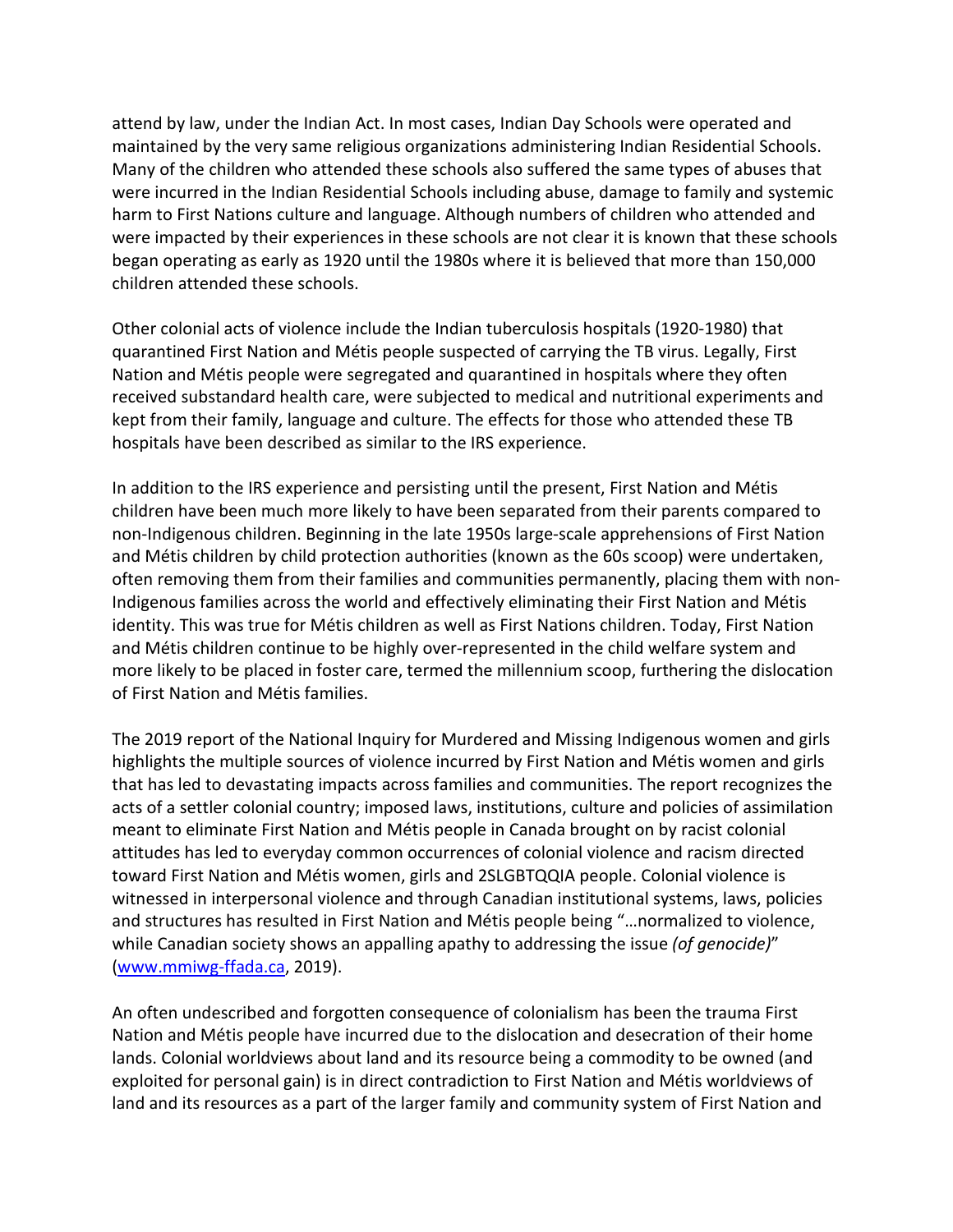attend by law, under the Indian Act. In most cases, Indian Day Schools were operated and maintained by the very same religious organizations administering Indian Residential Schools. Many of the children who attended these schools also suffered the same types of abuses that were incurred in the Indian Residential Schools including abuse, damage to family and systemic harm to First Nations culture and language. Although numbers of children who attended and were impacted by their experiences in these schools are not clear it is known that these schools began operating as early as 1920 until the 1980s where it is believed that more than 150,000 children attended these schools.

Other colonial acts of violence include the Indian tuberculosis hospitals (1920-1980) that quarantined First Nation and Métis people suspected of carrying the TB virus. Legally, First Nation and Métis people were segregated and quarantined in hospitals where they often received substandard health care, were subjected to medical and nutritional experiments and kept from their family, language and culture. The effects for those who attended these TB hospitals have been described as similar to the IRS experience.

In addition to the IRS experience and persisting until the present, First Nation and Métis children have been much more likely to have been separated from their parents compared to non-Indigenous children. Beginning in the late 1950s large-scale apprehensions of First Nation and Métis children by child protection authorities (known as the 60s scoop) were undertaken, often removing them from their families and communities permanently, placing them with non-Indigenous families across the world and effectively eliminating their First Nation and Métis identity. This was true for Métis children as well as First Nations children. Today, First Nation and Métis children continue to be highly over-represented in the child welfare system and more likely to be placed in foster care, termed the millennium scoop, furthering the dislocation of First Nation and Métis families.

The 2019 report of the National Inquiry for Murdered and Missing Indigenous women and girls highlights the multiple sources of violence incurred by First Nation and Métis women and girls that has led to devastating impacts across families and communities. The report recognizes the acts of a settler colonial country; imposed laws, institutions, culture and policies of assimilation meant to eliminate First Nation and Métis people in Canada brought on by racist colonial attitudes has led to everyday common occurrences of colonial violence and racism directed toward First Nation and Métis women, girls and 2SLGBTQQIA people. Colonial violence is witnessed in interpersonal violence and through Canadian institutional systems, laws, policies and structures has resulted in First Nation and Métis people being "…normalized to violence, while Canadian society shows an appalling apathy to addressing the issue *(of genocide)*" ([www.mmiwg-ffada.ca](http://www.mmiwg-ffada.ca), 2019).

An often undescribed and forgotten consequence of colonialism has been the trauma First Nation and Métis people have incurred due to the dislocation and desecration of their home lands. Colonial worldviews about land and its resource being a commodity to be owned (and exploited for personal gain) is in direct contradiction to First Nation and Métis worldviews of land and its resources as a part of the larger family and community system of First Nation and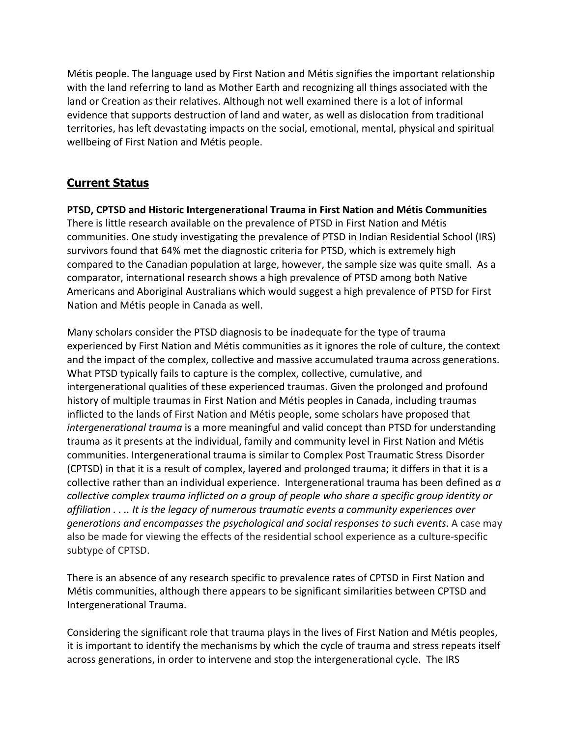Métis people. The language used by First Nation and Métis signifies the important relationship with the land referring to land as Mother Earth and recognizing all things associated with the land or Creation as their relatives. Although not well examined there is a lot of informal evidence that supports destruction of land and water, as well as dislocation from traditional territories, has left devastating impacts on the social, emotional, mental, physical and spiritual wellbeing of First Nation and Métis people.

## Current Status

**PTSD, CPTSD and Historic Intergenerational Trauma in First Nation and Métis Communities**

There is little research available on the prevalence of PTSD in First Nation and Métis communities. One study investigating the prevalence of PTSD in Indian Residential School (IRS) survivors found that 64% met the diagnostic criteria for PTSD, which is extremely high compared to the Canadian population at large, however, the sample size was quite small. As a comparator, international research shows a high prevalence of PTSD among both Native Americans and Aboriginal Australians which would suggest a high prevalence of PTSD for First Nation and Métis people in Canada as well.

Many scholars consider the PTSD diagnosis to be inadequate for the type of trauma experienced by First Nation and Métis communities as it ignores the role of culture, the context and the impact of the complex, collective and massive accumulated trauma across generations. What PTSD typically fails to capture is the complex, collective, cumulative, and intergenerational qualities of these experienced traumas. Given the prolonged and profound history of multiple traumas in First Nation and Métis peoples in Canada, including traumas inflicted to the lands of First Nation and Métis people, some scholars have proposed that *intergenerational trauma* is a more meaningful and valid concept than PTSD for understanding trauma as it presents at the individual, family and community level in First Nation and Métis communities. Intergenerational trauma is similar to Complex Post Traumatic Stress Disorder (CPTSD) in that it is a result of complex, layered and prolonged trauma; it differs in that it is a collective rather than an individual experience. Intergenerational trauma has been defined as *a collective complex trauma inflicted on a group of people who share a specific group identity or affiliation . . .. It is the legacy of numerous traumatic events a community experiences over generations and encompasses the psychological and social responses to such events*. A case may also be made for viewing the effects of the residential school experience as a culture-specific subtype of CPTSD.

There is an absence of any research specific to prevalence rates of CPTSD in First Nation and Métis communities, although there appears to be significant similarities between CPTSD and Intergenerational Trauma.

Considering the significant role that trauma plays in the lives of First Nation and Métis peoples, it is important to identify the mechanisms by which the cycle of trauma and stress repeats itself across generations, in order to intervene and stop the intergenerational cycle. The IRS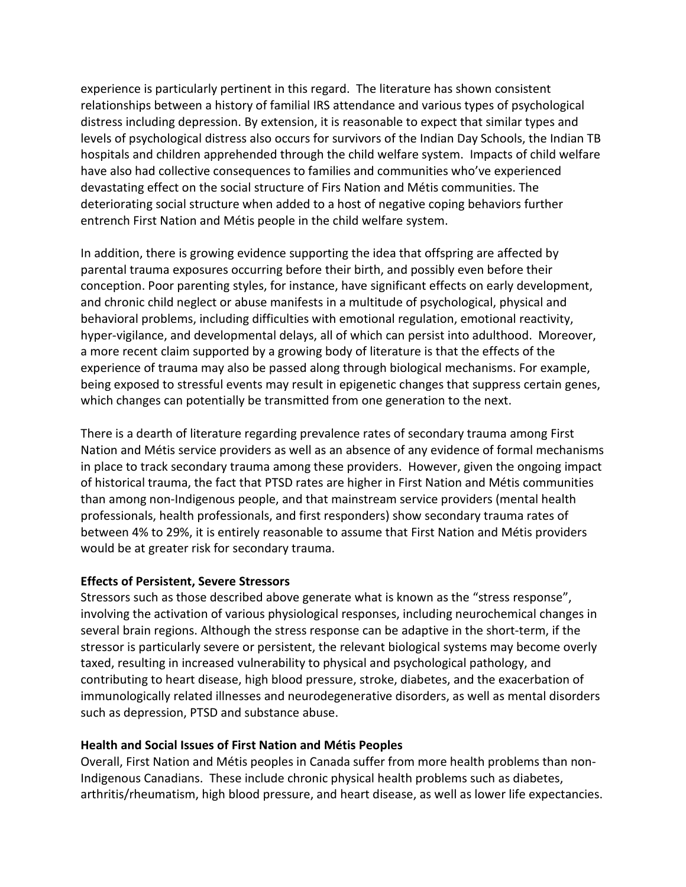experience is particularly pertinent in this regard. The literature has shown consistent relationships between a history of familial IRS attendance and various types of psychological distress including depression. By extension, it is reasonable to expect that similar types and levels of psychological distress also occurs for survivors of the Indian Day Schools, the Indian TB hospitals and children apprehended through the child welfare system. Impacts of child welfare have also had collective consequences to families and communities who've experienced devastating effect on the social structure of Firs Nation and Métis communities. The deteriorating social structure when added to a host of negative coping behaviors further entrench First Nation and Métis people in the child welfare system.

In addition, there is growing evidence supporting the idea that offspring are affected by parental trauma exposures occurring before their birth, and possibly even before their conception. Poor parenting styles, for instance, have significant effects on early development, and chronic child neglect or abuse manifests in a multitude of psychological, physical and behavioral problems, including difficulties with emotional regulation, emotional reactivity, hyper-vigilance, and developmental delays, all of which can persist into adulthood. Moreover, a more recent claim supported by a growing body of literature is that the effects of the experience of trauma may also be passed along through biological mechanisms. For example, being exposed to stressful events may result in epigenetic changes that suppress certain genes, which changes can potentially be transmitted from one generation to the next.

There is a dearth of literature regarding prevalence rates of secondary trauma among First Nation and Métis service providers as well as an absence of any evidence of formal mechanisms in place to track secondary trauma among these providers. However, given the ongoing impact of historical trauma, the fact that PTSD rates are higher in First Nation and Métis communities than among non-Indigenous people, and that mainstream service providers (mental health professionals, health professionals, and first responders) show secondary trauma rates of between 4% to 29%, it is entirely reasonable to assume that First Nation and Métis providers would be at greater risk for secondary trauma.

**Effects of Persistent, Severe Stressors**

Stressors such as those described above generate what is known as the "stress response", involving the activation of various physiological responses, including neurochemical changes in several brain regions. Although the stress response can be adaptive in the short-term, if the stressor is particularly severe or persistent, the relevant biological systems may become overly taxed, resulting in increased vulnerability to physical and psychological pathology, and contributing to heart disease, high blood pressure, stroke, diabetes, and the exacerbation of immunologically related illnesses and neurodegenerative disorders, as well as mental disorders such as depression, PTSD and substance abuse.

**Health and Social Issues of First Nation and Métis Peoples**

Overall, First Nation and Métis peoples in Canada suffer from more health problems than non-Indigenous Canadians. These include chronic physical health problems such as diabetes, arthritis/rheumatism, high blood pressure, and heart disease, as well as lower life expectancies.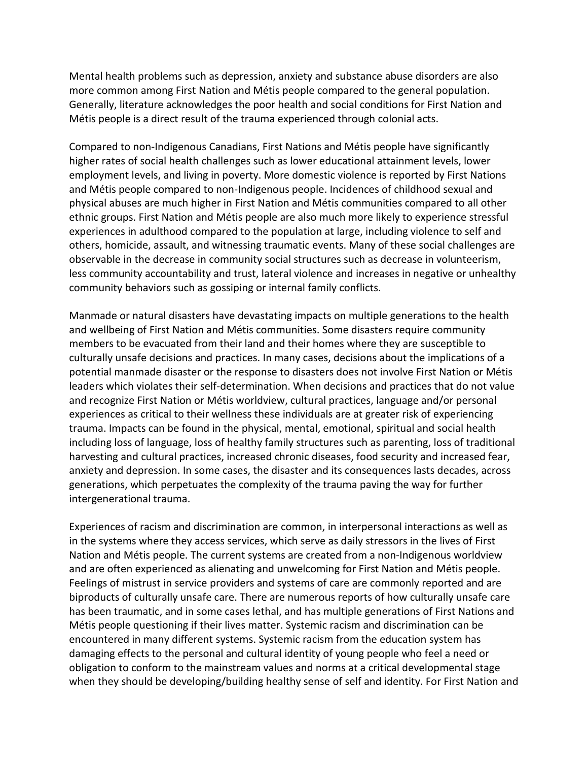Mental health problems such as depression, anxiety and substance abuse disorders are also more common among First Nation and Métis people compared to the general population. Generally, literature acknowledges the poor health and social conditions for First Nation and Métis people is a direct result of the trauma experienced through colonial acts.

Compared to non-Indigenous Canadians, First Nations and Métis people have significantly higher rates of social health challenges such as lower educational attainment levels, lower employment levels, and living in poverty. More domestic violence is reported by First Nations and Métis people compared to non-Indigenous people. Incidences of childhood sexual and physical abuses are much higher in First Nation and Métis communities compared to all other ethnic groups. First Nation and Métis people are also much more likely to experience stressful experiences in adulthood compared to the population at large, including violence to self and others, homicide, assault, and witnessing traumatic events. Many of these social challenges are observable in the decrease in community social structures such as decrease in volunteerism, less community accountability and trust, lateral violence and increases in negative or unhealthy community behaviors such as gossiping or internal family conflicts.

Manmade or natural disasters have devastating impacts on multiple generations to the health and wellbeing of First Nation and Métis communities. Some disasters require community members to be evacuated from their land and their homes where they are susceptible to culturally unsafe decisions and practices. In many cases, decisions about the implications of a potential manmade disaster or the response to disasters does not involve First Nation or Métis leaders which violates their self-determination. When decisions and practices that do not value and recognize First Nation or Métis worldview, cultural practices, language and/or personal experiences as critical to their wellness these individuals are at greater risk of experiencing trauma. Impacts can be found in the physical, mental, emotional, spiritual and social health including loss of language, loss of healthy family structures such as parenting, loss of traditional harvesting and cultural practices, increased chronic diseases, food security and increased fear, anxiety and depression. In some cases, the disaster and its consequences lasts decades, across generations, which perpetuates the complexity of the trauma paving the way for further intergenerational trauma.

Experiences of racism and discrimination are common, in interpersonal interactions as well as in the systems where they access services, which serve as daily stressors in the lives of First Nation and Métis people. The current systems are created from a non-Indigenous worldview and are often experienced as alienating and unwelcoming for First Nation and Métis people. Feelings of mistrust in service providers and systems of care are commonly reported and are biproducts of culturally unsafe care. There are numerous reports of how culturally unsafe care has been traumatic, and in some cases lethal, and has multiple generations of First Nations and Métis people questioning if their lives matter. Systemic racism and discrimination can be encountered in many different systems. Systemic racism from the education system has damaging effects to the personal and cultural identity of young people who feel a need or obligation to conform to the mainstream values and norms at a critical developmental stage when they should be developing/building healthy sense of self and identity. For First Nation and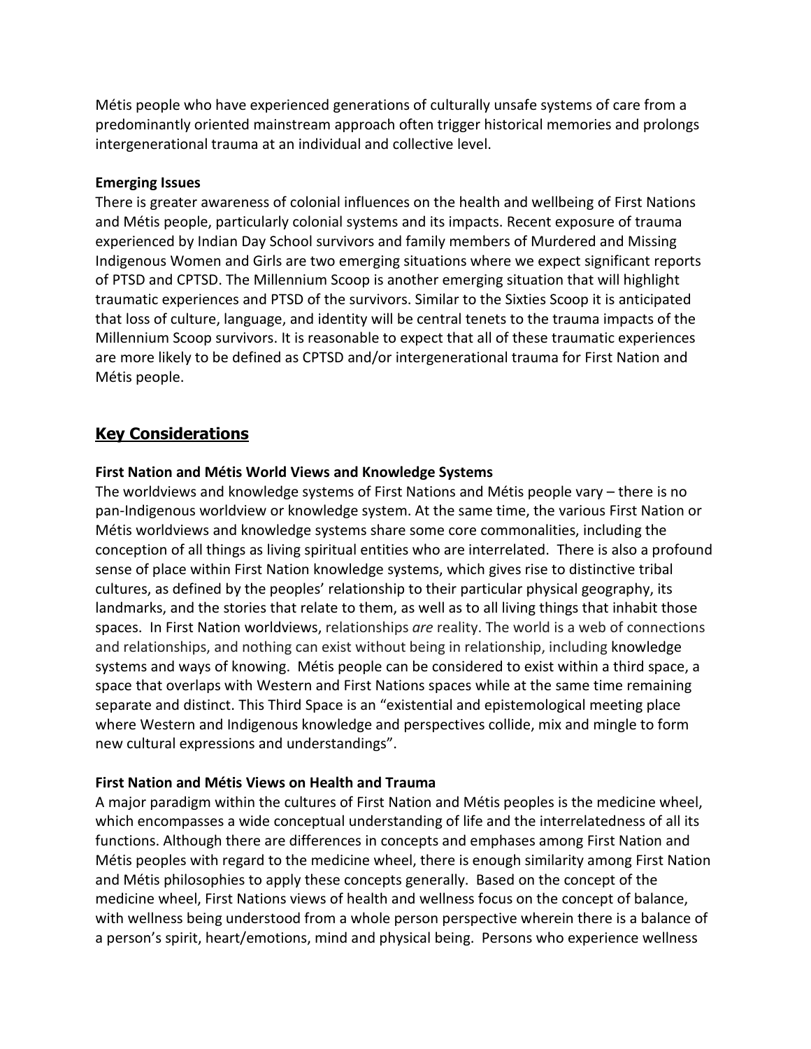Métis people who have experienced generations of culturally unsafe systems of care from a predominantly oriented mainstream approach often trigger historical memories and prolongs intergenerational trauma at an individual and collective level.

**Emerging Issues**

There is greater awareness of colonial influences on the health and wellbeing of First Nations and Métis people, particularly colonial systems and its impacts. Recent exposure of trauma experienced by Indian Day School survivors and family members of Murdered and Missing Indigenous Women and Girls are two emerging situations where we expect significant reports of PTSD and CPTSD. The Millennium Scoop is another emerging situation that will highlight traumatic experiences and PTSD of the survivors. Similar to the Sixties Scoop it is anticipated that loss of culture, language, and identity will be central tenets to the trauma impacts of the Millennium Scoop survivors. It is reasonable to expect that all of these traumatic experiences are more likely to be defined as CPTSD and/or intergenerational trauma for First Nation and Métis people.

## Key Considerations

**First Nation and Métis World Views and Knowledge Systems**

The worldviews and knowledge systems of First Nations and Métis people vary – there is no pan-Indigenous worldview or knowledge system. At the same time, the various First Nation or Métis worldviews and knowledge systems share some core commonalities, including the conception of all things as living spiritual entities who are interrelated. There is also a profound sense of place within First Nation knowledge systems, which gives rise to distinctive tribal cultures, as defined by the peoples' relationship to their particular physical geography, its landmarks, and the stories that relate to them, as well as to all living things that inhabit those spaces. In First Nation worldviews, relationships *are* reality. The world is a web of connections and relationships, and nothing can exist without being in relationship, including knowledge systems and ways of knowing. Métis people can be considered to exist within a third space, a space that overlaps with Western and First Nations spaces while at the same time remaining separate and distinct. This Third Space is an "existential and epistemological meeting place where Western and Indigenous knowledge and perspectives collide, mix and mingle to form new cultural expressions and understandings".

**First Nation and Métis Views on Health and Trauma**

A major paradigm within the cultures of First Nation and Métis peoples is the medicine wheel, which encompasses a wide conceptual understanding of life and the interrelatedness of all its functions. Although there are differences in concepts and emphases among First Nation and Métis peoples with regard to the medicine wheel, there is enough similarity among First Nation and Métis philosophies to apply these concepts generally. Based on the concept of the medicine wheel, First Nations views of health and wellness focus on the concept of balance, with wellness being understood from a whole person perspective wherein there is a balance of a person's spirit, heart/emotions, mind and physical being. Persons who experience wellness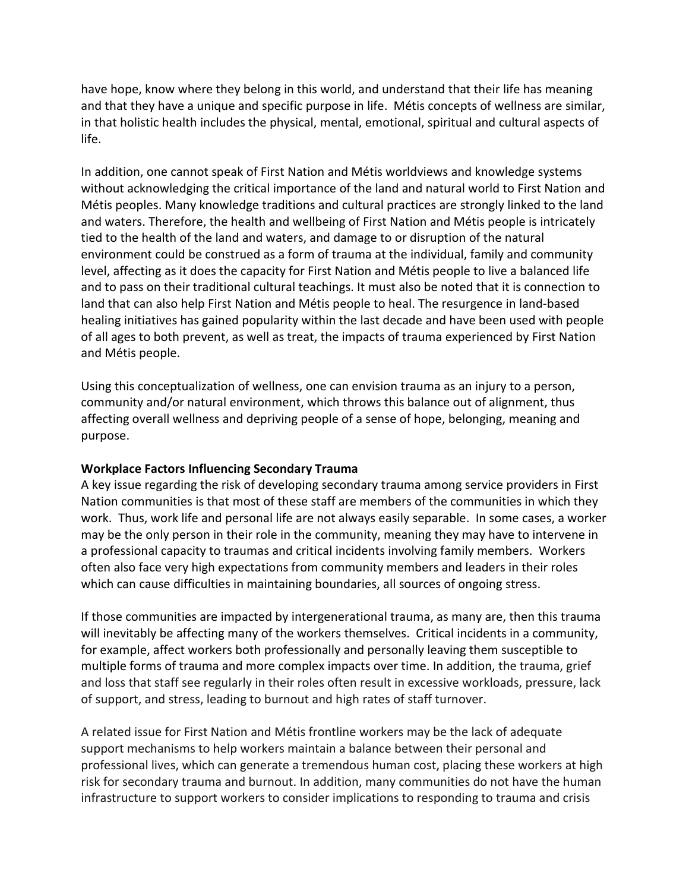have hope, know where they belong in this world, and understand that their life has meaning and that they have a unique and specific purpose in life. Métis concepts of wellness are similar, in that holistic health includes the physical, mental, emotional, spiritual and cultural aspects of life.

In addition, one cannot speak of First Nation and Métis worldviews and knowledge systems without acknowledging the critical importance of the land and natural world to First Nation and Métis peoples. Many knowledge traditions and cultural practices are strongly linked to the land and waters. Therefore, the health and wellbeing of First Nation and Métis people is intricately tied to the health of the land and waters, and damage to or disruption of the natural environment could be construed as a form of trauma at the individual, family and community level, affecting as it does the capacity for First Nation and Métis people to live a balanced life and to pass on their traditional cultural teachings. It must also be noted that it is connection to land that can also help First Nation and Métis people to heal. The resurgence in land-based healing initiatives has gained popularity within the last decade and have been used with people of all ages to both prevent, as well as treat, the impacts of trauma experienced by First Nation and Métis people.

Using this conceptualization of wellness, one can envision trauma as an injury to a person, community and/or natural environment, which throws this balance out of alignment, thus affecting overall wellness and depriving people of a sense of hope, belonging, meaning and purpose.

**Workplace Factors Influencing Secondary Trauma**

A key issue regarding the risk of developing secondary trauma among service providers in First Nation communities is that most of these staff are members of the communities in which they work. Thus, work life and personal life are not always easily separable. In some cases, a worker may be the only person in their role in the community, meaning they may have to intervene in a professional capacity to traumas and critical incidents involving family members. Workers often also face very high expectations from community members and leaders in their roles which can cause difficulties in maintaining boundaries, all sources of ongoing stress.

If those communities are impacted by intergenerational trauma, as many are, then this trauma will inevitably be affecting many of the workers themselves. Critical incidents in a community, for example, affect workers both professionally and personally leaving them susceptible to multiple forms of trauma and more complex impacts over time. In addition, the trauma, grief and loss that staff see regularly in their roles often result in excessive workloads, pressure, lack of support, and stress, leading to burnout and high rates of staff turnover.

A related issue for First Nation and Métis frontline workers may be the lack of adequate support mechanisms to help workers maintain a balance between their personal and professional lives, which can generate a tremendous human cost, placing these workers at high risk for secondary trauma and burnout. In addition, many communities do not have the human infrastructure to support workers to consider implications to responding to trauma and crisis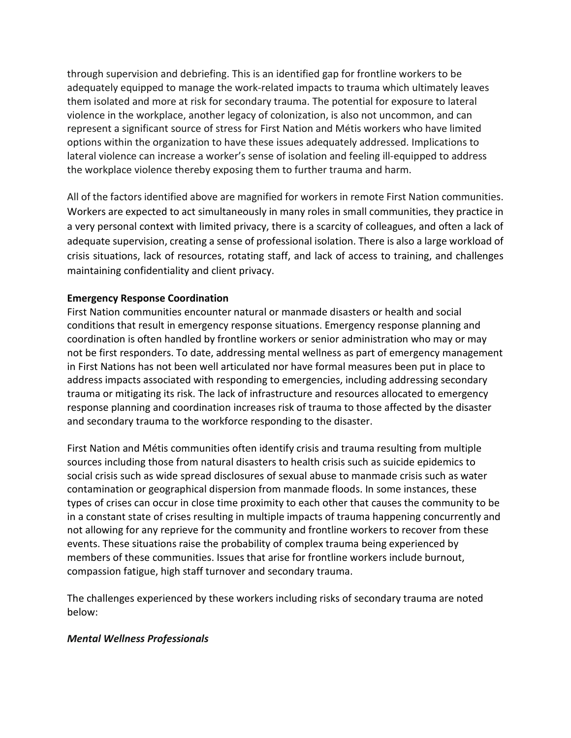through supervision and debriefing. This is an identified gap for frontline workers to be adequately equipped to manage the work-related impacts to trauma which ultimately leaves them isolated and more at risk for secondary trauma. The potential for exposure to lateral violence in the workplace, another legacy of colonization, is also not uncommon, and can represent a significant source of stress for First Nation and Métis workers who have limited options within the organization to have these issues adequately addressed. Implications to lateral violence can increase a worker's sense of isolation and feeling ill-equipped to address the workplace violence thereby exposing them to further trauma and harm.

All of the factors identified above are magnified for workers in remote First Nation communities. Workers are expected to act simultaneously in many roles in small communities, they practice in a very personal context with limited privacy, there is a scarcity of colleagues, and often a lack of adequate supervision, creating a sense of professional isolation. There is also a large workload of crisis situations, lack of resources, rotating staff, and lack of access to training, and challenges maintaining confidentiality and client privacy.

**Emergency Response Coordination**

First Nation communities encounter natural or manmade disasters or health and social conditions that result in emergency response situations. Emergency response planning and coordination is often handled by frontline workers or senior administration who may or may not be first responders. To date, addressing mental wellness as part of emergency management in First Nations has not been well articulated nor have formal measures been put in place to address impacts associated with responding to emergencies, including addressing secondary trauma or mitigating its risk. The lack of infrastructure and resources allocated to emergency response planning and coordination increases risk of trauma to those affected by the disaster and secondary trauma to the workforce responding to the disaster.

First Nation and Métis communities often identify crisis and trauma resulting from multiple sources including those from natural disasters to health crisis such as suicide epidemics to social crisis such as wide spread disclosures of sexual abuse to manmade crisis such as water contamination or geographical dispersion from manmade floods. In some instances, these types of crises can occur in close time proximity to each other that causes the community to be in a constant state of crises resulting in multiple impacts of trauma happening concurrently and not allowing for any reprieve for the community and frontline workers to recover from these events. These situations raise the probability of complex trauma being experienced by members of these communities. Issues that arise for frontline workers include burnout, compassion fatigue, high staff turnover and secondary trauma.

The challenges experienced by these workers including risks of secondary trauma are noted below:

***Mental Wellness Professionals***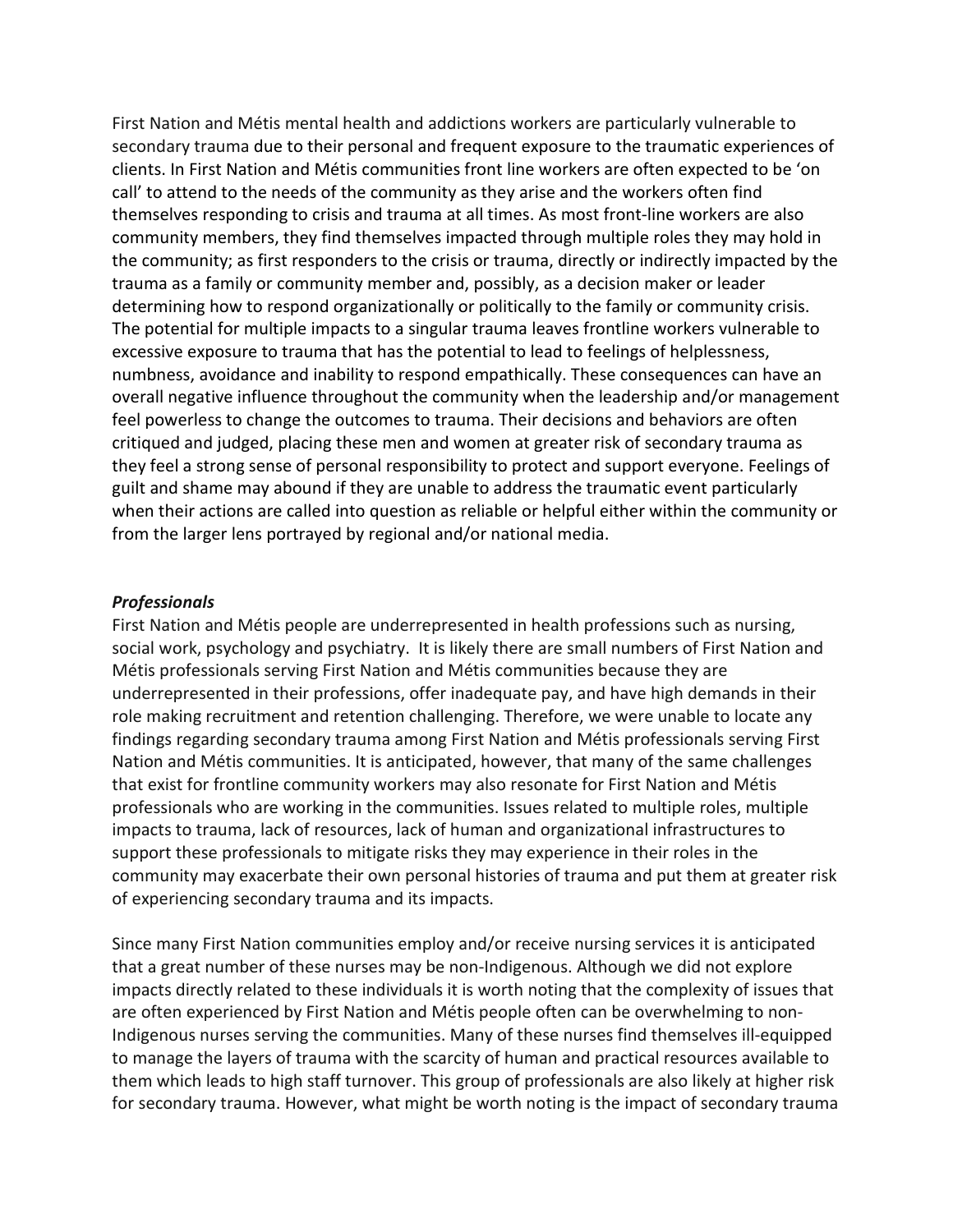First Nation and Métis mental health and addictions workers are particularly vulnerable to secondary trauma due to their personal and frequent exposure to the traumatic experiences of clients. In First Nation and Métis communities front line workers are often expected to be 'on call' to attend to the needs of the community as they arise and the workers often find themselves responding to crisis and trauma at all times. As most front-line workers are also community members, they find themselves impacted through multiple roles they may hold in the community; as first responders to the crisis or trauma, directly or indirectly impacted by the trauma as a family or community member and, possibly, as a decision maker or leader determining how to respond organizationally or politically to the family or community crisis. The potential for multiple impacts to a singular trauma leaves frontline workers vulnerable to excessive exposure to trauma that has the potential to lead to feelings of helplessness, numbness, avoidance and inability to respond empathically. These consequences can have an overall negative influence throughout the community when the leadership and/or management feel powerless to change the outcomes to trauma. Their decisions and behaviors are often critiqued and judged, placing these men and women at greater risk of secondary trauma as they feel a strong sense of personal responsibility to protect and support everyone. Feelings of guilt and shame may abound if they are unable to address the traumatic event particularly when their actions are called into question as reliable or helpful either within the community or from the larger lens portrayed by regional and/or national media.

### *Professionals*

First Nation and Métis people are underrepresented in health professions such as nursing, social work, psychology and psychiatry. It is likely there are small numbers of First Nation and Métis professionals serving First Nation and Métis communities because they are underrepresented in their professions, offer inadequate pay, and have high demands in their role making recruitment and retention challenging. Therefore, we were unable to locate any findings regarding secondary trauma among First Nation and Métis professionals serving First Nation and Métis communities. It is anticipated, however, that many of the same challenges that exist for frontline community workers may also resonate for First Nation and Métis professionals who are working in the communities. Issues related to multiple roles, multiple impacts to trauma, lack of resources, lack of human and organizational infrastructures to support these professionals to mitigate risks they may experience in their roles in the community may exacerbate their own personal histories of trauma and put them at greater risk of experiencing secondary trauma and its impacts.

Since many First Nation communities employ and/or receive nursing services it is anticipated that a great number of these nurses may be non-Indigenous. Although we did not explore impacts directly related to these individuals it is worth noting that the complexity of issues that are often experienced by First Nation and Métis people often can be overwhelming to non-Indigenous nurses serving the communities. Many of these nurses find themselves ill-equipped to manage the layers of trauma with the scarcity of human and practical resources available to them which leads to high staff turnover. This group of professionals are also likely at higher risk for secondary trauma. However, what might be worth noting is the impact of secondary trauma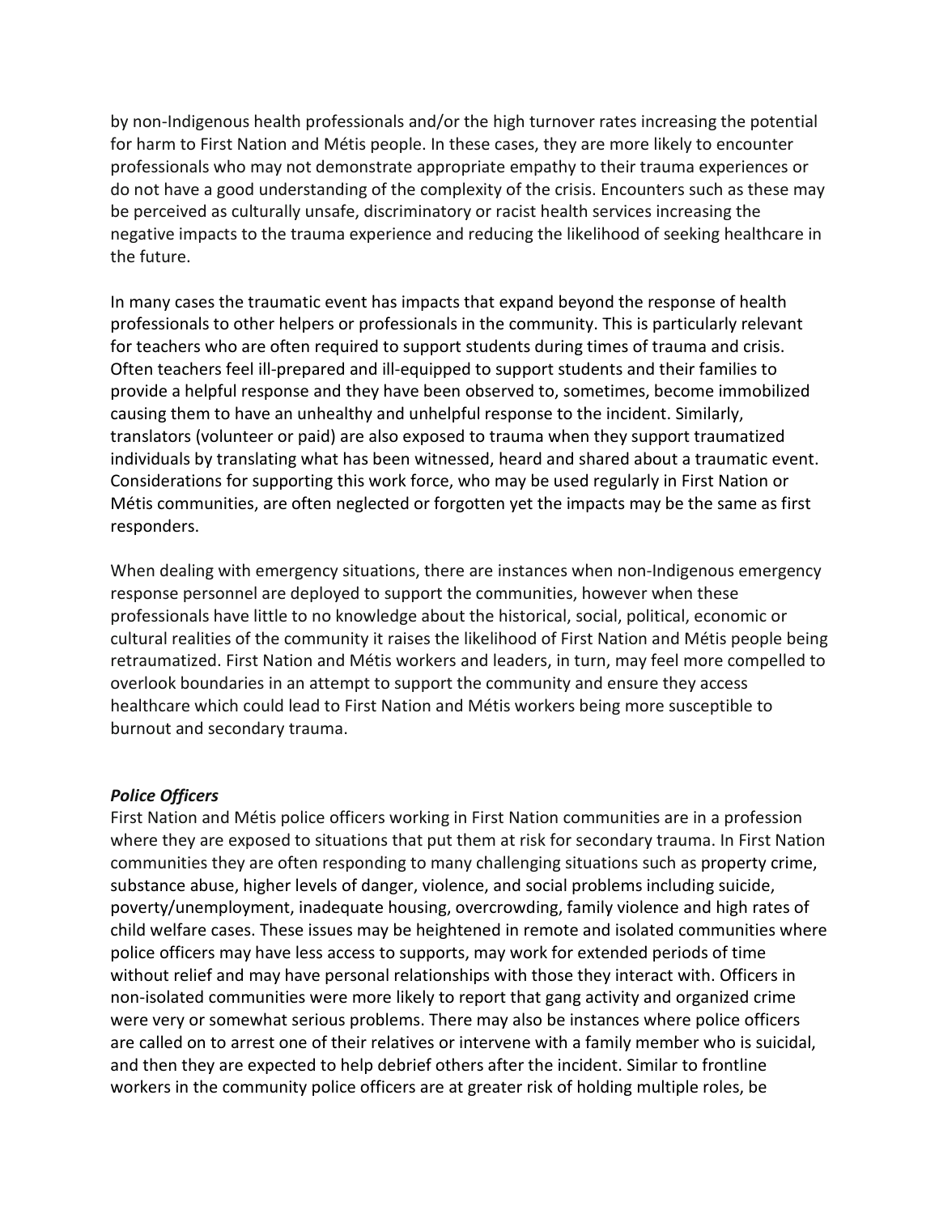by non-Indigenous health professionals and/or the high turnover rates increasing the potential for harm to First Nation and Métis people. In these cases, they are more likely to encounter professionals who may not demonstrate appropriate empathy to their trauma experiences or do not have a good understanding of the complexity of the crisis. Encounters such as these may be perceived as culturally unsafe, discriminatory or racist health services increasing the negative impacts to the trauma experience and reducing the likelihood of seeking healthcare in the future.

In many cases the traumatic event has impacts that expand beyond the response of health professionals to other helpers or professionals in the community. This is particularly relevant for teachers who are often required to support students during times of trauma and crisis. Often teachers feel ill-prepared and ill-equipped to support students and their families to provide a helpful response and they have been observed to, sometimes, become immobilized causing them to have an unhealthy and unhelpful response to the incident. Similarly, translators (volunteer or paid) are also exposed to trauma when they support traumatized individuals by translating what has been witnessed, heard and shared about a traumatic event. Considerations for supporting this work force, who may be used regularly in First Nation or Métis communities, are often neglected or forgotten yet the impacts may be the same as first responders.

When dealing with emergency situations, there are instances when non-Indigenous emergency response personnel are deployed to support the communities, however when these professionals have little to no knowledge about the historical, social, political, economic or cultural realities of the community it raises the likelihood of First Nation and Métis people being retraumatized. First Nation and Métis workers and leaders, in turn, may feel more compelled to overlook boundaries in an attempt to support the community and ensure they access healthcare which could lead to First Nation and Métis workers being more susceptible to burnout and secondary trauma.

***Police Officers***

First Nation and Métis police officers working in First Nation communities are in a profession where they are exposed to situations that put them at risk for secondary trauma. In First Nation communities they are often responding to many challenging situations such as property crime, substance abuse, higher levels of danger, violence, and social problems including suicide, poverty/unemployment, inadequate housing, overcrowding, family violence and high rates of child welfare cases. These issues may be heightened in remote and isolated communities where police officers may have less access to supports, may work for extended periods of time without relief and may have personal relationships with those they interact with. Officers in non-isolated communities were more likely to report that gang activity and organized crime were very or somewhat serious problems. There may also be instances where police officers are called on to arrest one of their relatives or intervene with a family member who is suicidal, and then they are expected to help debrief others after the incident. Similar to frontline workers in the community police officers are at greater risk of holding multiple roles, be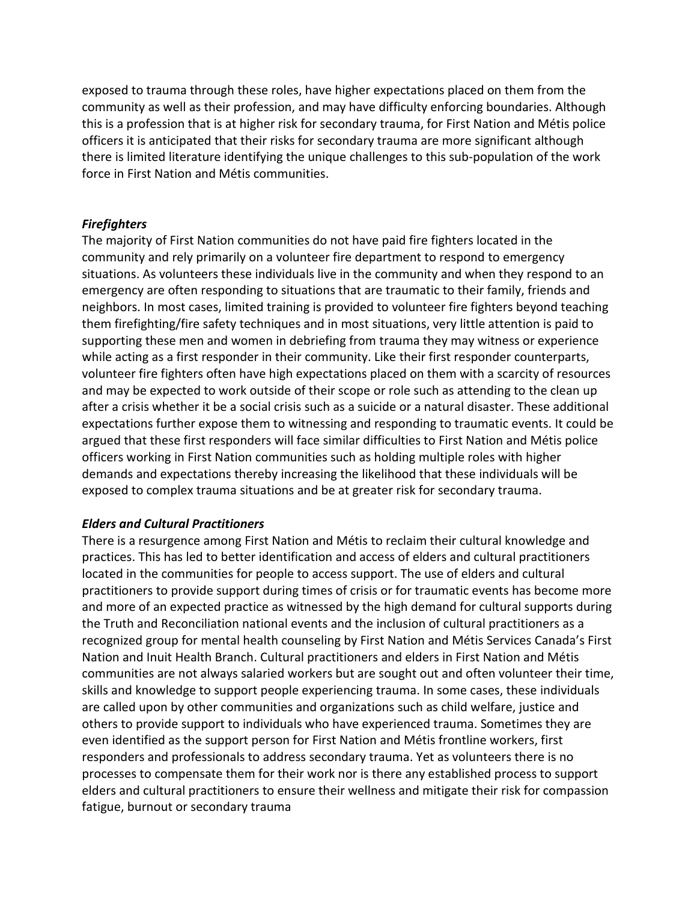exposed to trauma through these roles, have higher expectations placed on them from the community as well as their profession, and may have difficulty enforcing boundaries. Although this is a profession that is at higher risk for secondary trauma, for First Nation and Métis police officers it is anticipated that their risks for secondary trauma are more significant although there is limited literature identifying the unique challenges to this sub-population of the work force in First Nation and Métis communities.

### *Firefighters*

The majority of First Nation communities do not have paid fire fighters located in the community and rely primarily on a volunteer fire department to respond to emergency situations. As volunteers these individuals live in the community and when they respond to an emergency are often responding to situations that are traumatic to their family, friends and neighbors. In most cases, limited training is provided to volunteer fire fighters beyond teaching them firefighting/fire safety techniques and in most situations, very little attention is paid to supporting these men and women in debriefing from trauma they may witness or experience while acting as a first responder in their community. Like their first responder counterparts, volunteer fire fighters often have high expectations placed on them with a scarcity of resources and may be expected to work outside of their scope or role such as attending to the clean up after a crisis whether it be a social crisis such as a suicide or a natural disaster. These additional expectations further expose them to witnessing and responding to traumatic events. It could be argued that these first responders will face similar difficulties to First Nation and Métis police officers working in First Nation communities such as holding multiple roles with higher demands and expectations thereby increasing the likelihood that these individuals will be exposed to complex trauma situations and be at greater risk for secondary trauma.

### *Elders and Cultural Practitioners*

There is a resurgence among First Nation and Métis to reclaim their cultural knowledge and practices. This has led to better identification and access of elders and cultural practitioners located in the communities for people to access support. The use of elders and cultural practitioners to provide support during times of crisis or for traumatic events has become more and more of an expected practice as witnessed by the high demand for cultural supports during the Truth and Reconciliation national events and the inclusion of cultural practitioners as a recognized group for mental health counseling by First Nation and Métis Services Canada's First Nation and Inuit Health Branch. Cultural practitioners and elders in First Nation and Métis communities are not always salaried workers but are sought out and often volunteer their time, skills and knowledge to support people experiencing trauma. In some cases, these individuals are called upon by other communities and organizations such as child welfare, justice and others to provide support to individuals who have experienced trauma. Sometimes they are even identified as the support person for First Nation and Métis frontline workers, first responders and professionals to address secondary trauma. Yet as volunteers there is no processes to compensate them for their work nor is there any established process to support elders and cultural practitioners to ensure their wellness and mitigate their risk for compassion fatigue, burnout or secondary trauma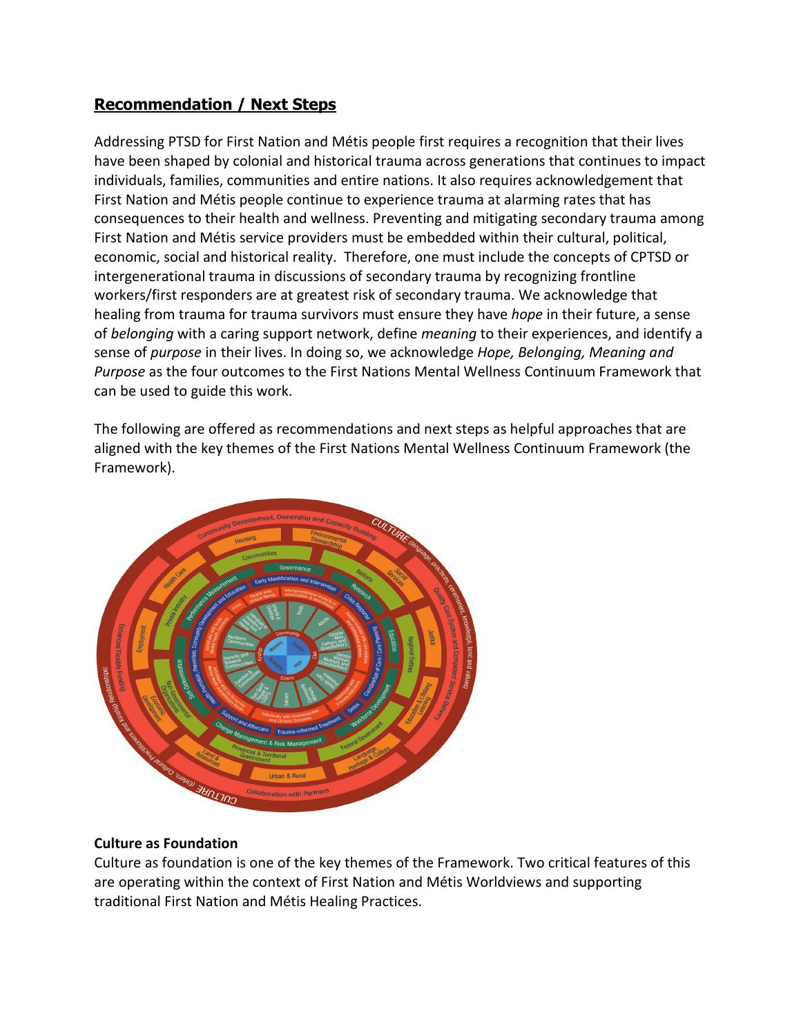## Recommendation / Next Steps

Addressing PTSD for First Nation and Métis people first requires a recognition that their lives have been shaped by colonial and historical trauma across generations that continues to impact individuals, families, communities and entire nations. It also requires acknowledgement that First Nation and Métis people continue to experience trauma at alarming rates that has consequences to their health and wellness. Preventing and mitigating secondary trauma among First Nation and Métis service providers must be embedded within their cultural, political, economic, social and historical reality. Therefore, one must include the concepts of CPTSD or intergenerational trauma in discussions of secondary trauma by recognizing frontline workers/first responders are at greatest risk of secondary trauma. We acknowledge that healing from trauma for trauma survivors must ensure they have *hope* in their future, a sense of *belonging* with a caring support network, define *meaning* to their experiences, and identify a sense of *purpose* in their lives. In doing so, we acknowledge *Hope, Belonging, Meaning and Purpose* as the four outcomes to the First Nations Mental Wellness Continuum Framework that can be used to guide this work.

The following are offered as recommendations and next steps as helpful approaches that are aligned with the key themes of the First Nations Mental Wellness Continuum Framework (the Framework).

**Culture as Foundation**

Culture as foundation is one of the key themes of the Framework. Two critical features of this are operating within the context of First Nation and Métis Worldviews and supporting traditional First Nation and Métis Healing Practices.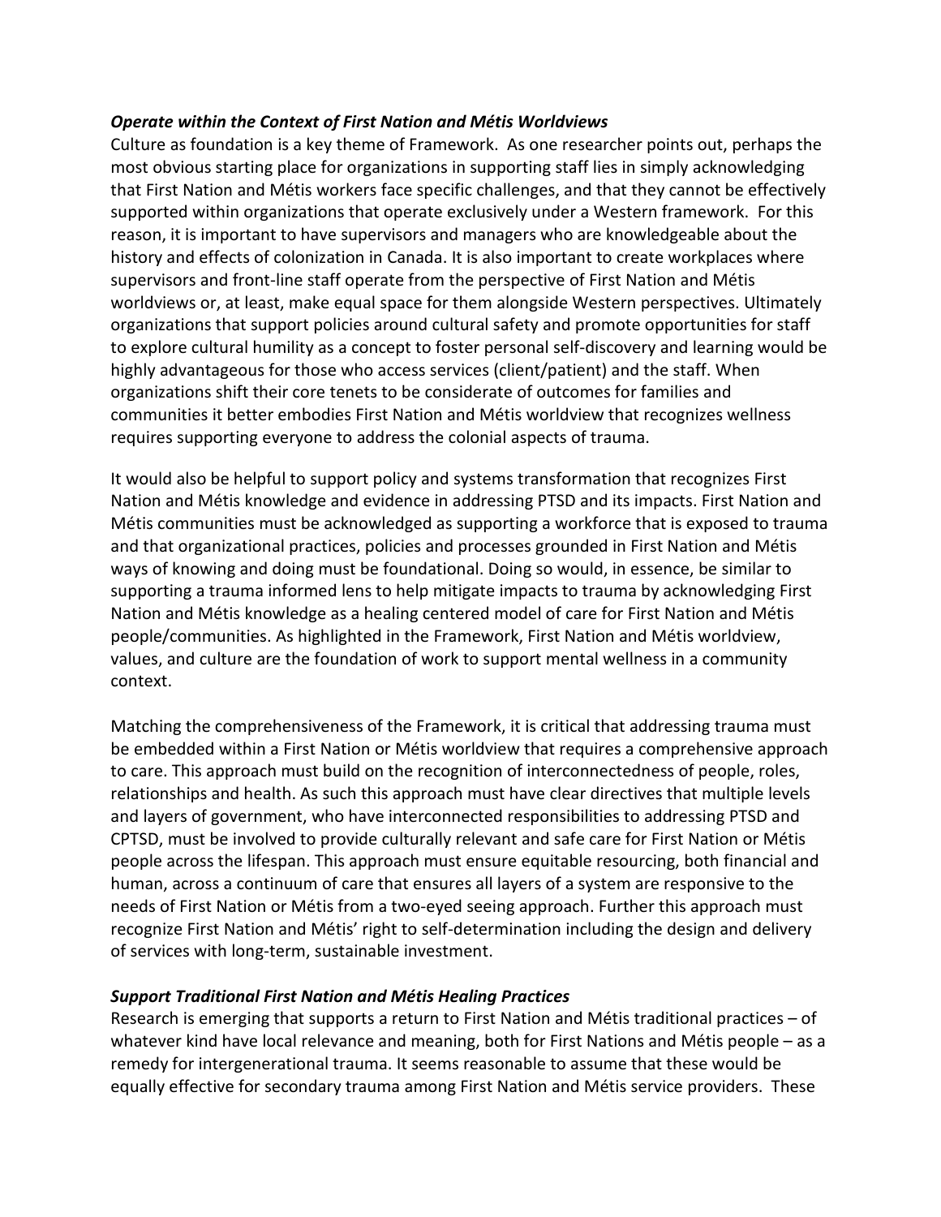### *Operate within the Context of First Nation and Métis Worldviews*

Culture as foundation is a key theme of Framework. As one researcher points out, perhaps the most obvious starting place for organizations in supporting staff lies in simply acknowledging that First Nation and Métis workers face specific challenges, and that they cannot be effectively supported within organizations that operate exclusively under a Western framework. For this reason, it is important to have supervisors and managers who are knowledgeable about the history and effects of colonization in Canada. It is also important to create workplaces where supervisors and front-line staff operate from the perspective of First Nation and Métis worldviews or, at least, make equal space for them alongside Western perspectives. Ultimately organizations that support policies around cultural safety and promote opportunities for staff to explore cultural humility as a concept to foster personal self-discovery and learning would be highly advantageous for those who access services (client/patient) and the staff. When organizations shift their core tenets to be considerate of outcomes for families and communities it better embodies First Nation and Métis worldview that recognizes wellness requires supporting everyone to address the colonial aspects of trauma.

It would also be helpful to support policy and systems transformation that recognizes First Nation and Métis knowledge and evidence in addressing PTSD and its impacts. First Nation and Métis communities must be acknowledged as supporting a workforce that is exposed to trauma and that organizational practices, policies and processes grounded in First Nation and Métis ways of knowing and doing must be foundational. Doing so would, in essence, be similar to supporting a trauma informed lens to help mitigate impacts to trauma by acknowledging First Nation and Métis knowledge as a healing centered model of care for First Nation and Métis people/communities. As highlighted in the Framework, First Nation and Métis worldview, values, and culture are the foundation of work to support mental wellness in a community context.

Matching the comprehensiveness of the Framework, it is critical that addressing trauma must be embedded within a First Nation or Métis worldview that requires a comprehensive approach to care. This approach must build on the recognition of interconnectedness of people, roles, relationships and health. As such this approach must have clear directives that multiple levels and layers of government, who have interconnected responsibilities to addressing PTSD and CPTSD, must be involved to provide culturally relevant and safe care for First Nation or Métis people across the lifespan. This approach must ensure equitable resourcing, both financial and human, across a continuum of care that ensures all layers of a system are responsive to the needs of First Nation or Métis from a two-eyed seeing approach. Further this approach must recognize First Nation and Métis' right to self-determination including the design and delivery of services with long-term, sustainable investment.

### *Support Traditional First Nation and Métis Healing Practices*

Research is emerging that supports a return to First Nation and Métis traditional practices – of whatever kind have local relevance and meaning, both for First Nations and Métis people – as a remedy for intergenerational trauma. It seems reasonable to assume that these would be equally effective for secondary trauma among First Nation and Métis service providers. These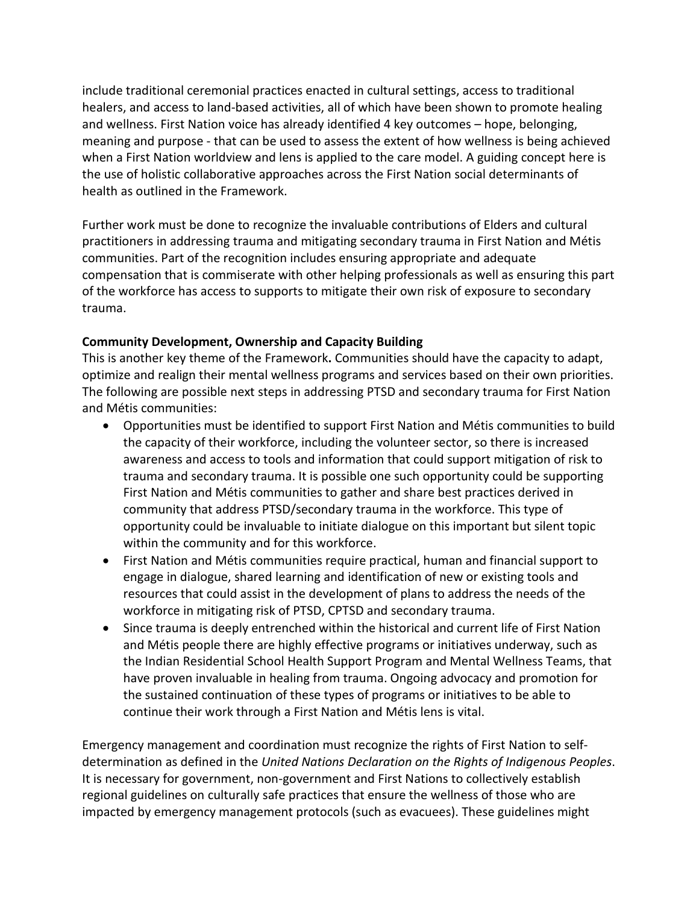include traditional ceremonial practices enacted in cultural settings, access to traditional healers, and access to land-based activities, all of which have been shown to promote healing and wellness. First Nation voice has already identified 4 key outcomes – hope, belonging, meaning and purpose - that can be used to assess the extent of how wellness is being achieved when a First Nation worldview and lens is applied to the care model. A guiding concept here is the use of holistic collaborative approaches across the First Nation social determinants of health as outlined in the Framework.

Further work must be done to recognize the invaluable contributions of Elders and cultural practitioners in addressing trauma and mitigating secondary trauma in First Nation and Métis communities. Part of the recognition includes ensuring appropriate and adequate compensation that is commiserate with other helping professionals as well as ensuring this part of the workforce has access to supports to mitigate their own risk of exposure to secondary trauma.

**Community Development, Ownership and Capacity Building**

This is another key theme of the Framework**.** Communities should have the capacity to adapt, optimize and realign their mental wellness programs and services based on their own priorities. The following are possible next steps in addressing PTSD and secondary trauma for First Nation and Métis communities:

- Opportunities must be identified to support First Nation and Métis communities to build the capacity of their workforce, including the volunteer sector, so there is increased awareness and access to tools and information that could support mitigation of risk to trauma and secondary trauma. It is possible one such opportunity could be supporting First Nation and Métis communities to gather and share best practices derived in community that address PTSD/secondary trauma in the workforce. This type of opportunity could be invaluable to initiate dialogue on this important but silent topic within the community and for this workforce.
- First Nation and Métis communities require practical, human and financial support to engage in dialogue, shared learning and identification of new or existing tools and resources that could assist in the development of plans to address the needs of the workforce in mitigating risk of PTSD, CPTSD and secondary trauma.
- Since trauma is deeply entrenched within the historical and current life of First Nation and Métis people there are highly effective programs or initiatives underway, such as the Indian Residential School Health Support Program and Mental Wellness Teams, that have proven invaluable in healing from trauma. Ongoing advocacy and promotion for the sustained continuation of these types of programs or initiatives to be able to continue their work through a First Nation and Métis lens is vital.

Emergency management and coordination must recognize the rights of First Nation to self-determination as defined in the *United Nations Declaration on the Rights of Indigenous Peoples*. It is necessary for government, non-government and First Nations to collectively establish regional guidelines on culturally safe practices that ensure the wellness of those who are impacted by emergency management protocols (such as evacuees). These guidelines might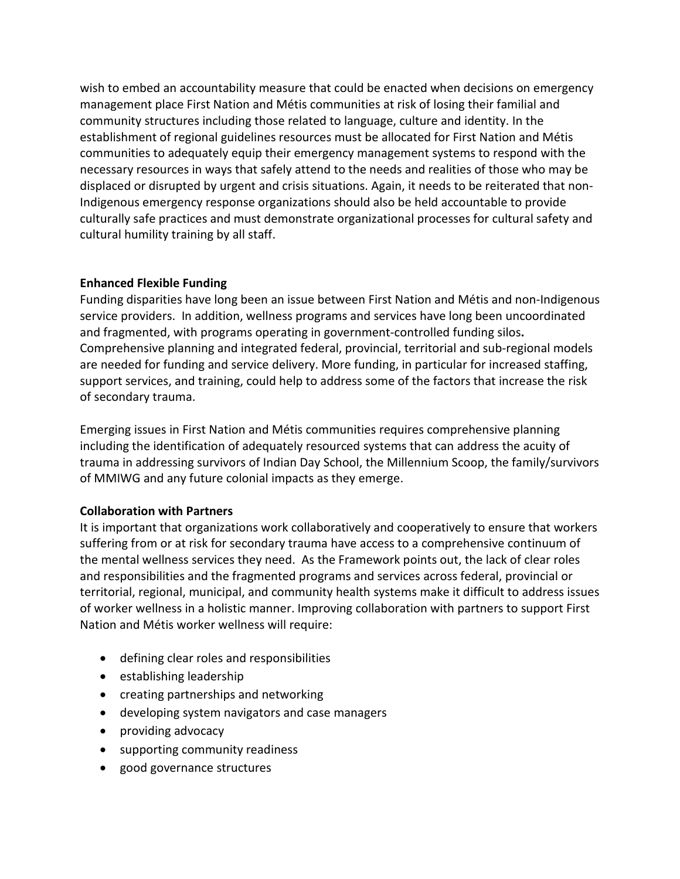wish to embed an accountability measure that could be enacted when decisions on emergency management place First Nation and Métis communities at risk of losing their familial and community structures including those related to language, culture and identity. In the establishment of regional guidelines resources must be allocated for First Nation and Métis communities to adequately equip their emergency management systems to respond with the necessary resources in ways that safely attend to the needs and realities of those who may be displaced or disrupted by urgent and crisis situations. Again, it needs to be reiterated that non-Indigenous emergency response organizations should also be held accountable to provide culturally safe practices and must demonstrate organizational processes for cultural safety and cultural humility training by all staff.

**Enhanced Flexible Funding**

Funding disparities have long been an issue between First Nation and Métis and non-Indigenous service providers. In addition, wellness programs and services have long been uncoordinated and fragmented, with programs operating in government-controlled funding silos**.** Comprehensive planning and integrated federal, provincial, territorial and sub-regional models are needed for funding and service delivery. More funding, in particular for increased staffing, support services, and training, could help to address some of the factors that increase the risk of secondary trauma.

Emerging issues in First Nation and Métis communities requires comprehensive planning including the identification of adequately resourced systems that can address the acuity of trauma in addressing survivors of Indian Day School, the Millennium Scoop, the family/survivors of MMIWG and any future colonial impacts as they emerge.

**Collaboration with Partners**

It is important that organizations work collaboratively and cooperatively to ensure that workers suffering from or at risk for secondary trauma have access to a comprehensive continuum of the mental wellness services they need. As the Framework points out, the lack of clear roles and responsibilities and the fragmented programs and services across federal, provincial or territorial, regional, municipal, and community health systems make it difficult to address issues of worker wellness in a holistic manner. Improving collaboration with partners to support First Nation and Métis worker wellness will require:

- defining clear roles and responsibilities
- establishing leadership
- creating partnerships and networking
- developing system navigators and case managers
- providing advocacy
- supporting community readiness
- good governance structures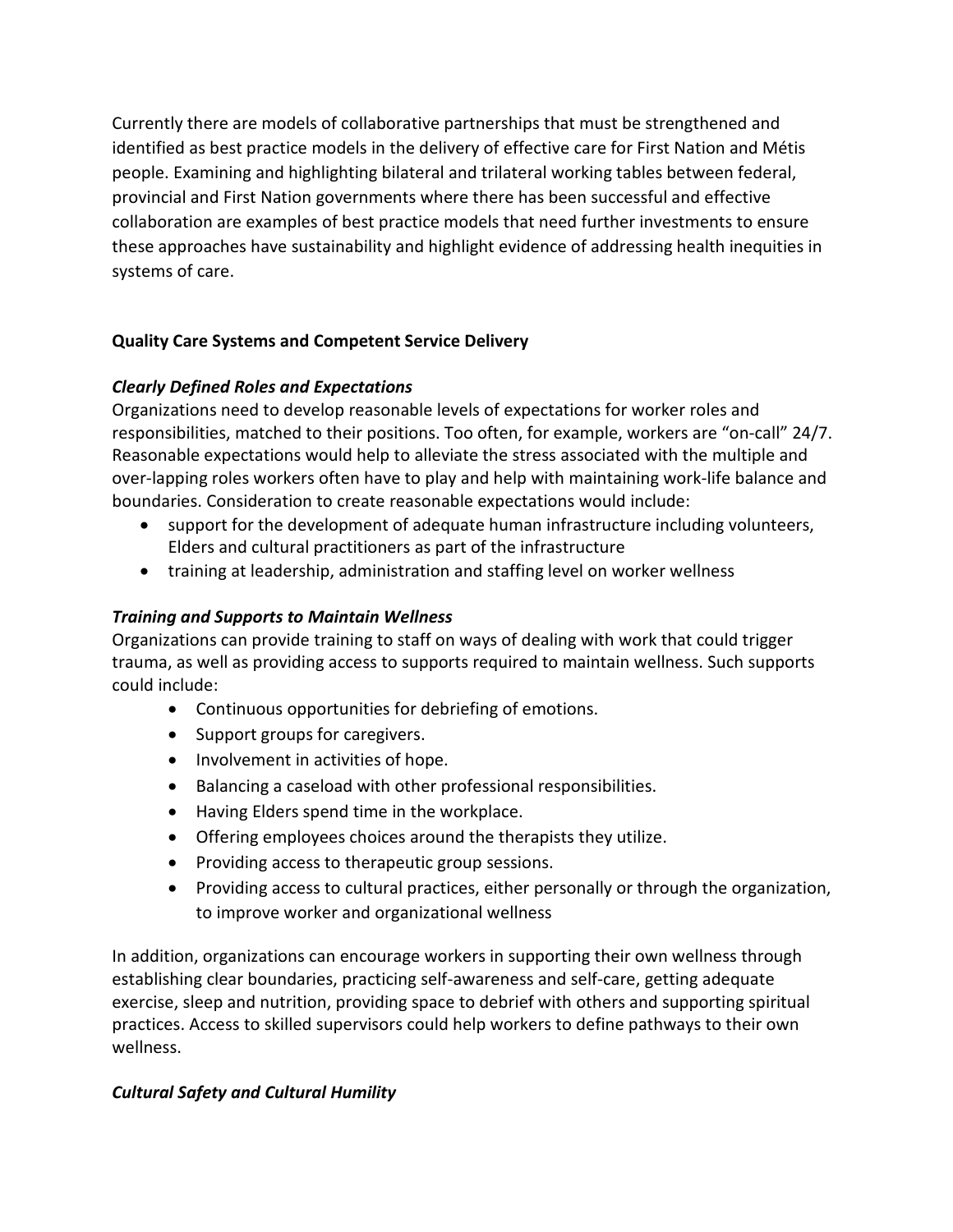Currently there are models of collaborative partnerships that must be strengthened and identified as best practice models in the delivery of effective care for First Nation and Métis people. Examining and highlighting bilateral and trilateral working tables between federal, provincial and First Nation governments where there has been successful and effective collaboration are examples of best practice models that need further investments to ensure these approaches have sustainability and highlight evidence of addressing health inequities in systems of care.

**Quality Care Systems and Competent Service Delivery**

***Clearly Defined Roles and Expectations***

Organizations need to develop reasonable levels of expectations for worker roles and responsibilities, matched to their positions. Too often, for example, workers are "on-call" 24/7. Reasonable expectations would help to alleviate the stress associated with the multiple and over-lapping roles workers often have to play and help with maintaining work-life balance and boundaries. Consideration to create reasonable expectations would include:

- support for the development of adequate human infrastructure including volunteers, Elders and cultural practitioners as part of the infrastructure
- training at leadership, administration and staffing level on worker wellness

***Training and Supports to Maintain Wellness***

Organizations can provide training to staff on ways of dealing with work that could trigger trauma, as well as providing access to supports required to maintain wellness. Such supports could include:

- Continuous opportunities for debriefing of emotions.
- Support groups for caregivers.
- Involvement in activities of hope.
- Balancing a caseload with other professional responsibilities.
- Having Elders spend time in the workplace.
- Offering employees choices around the therapists they utilize.
- Providing access to therapeutic group sessions.
- Providing access to cultural practices, either personally or through the organization, to improve worker and organizational wellness

In addition, organizations can encourage workers in supporting their own wellness through establishing clear boundaries, practicing self-awareness and self-care, getting adequate exercise, sleep and nutrition, providing space to debrief with others and supporting spiritual practices. Access to skilled supervisors could help workers to define pathways to their own wellness.

***Cultural Safety and Cultural Humility***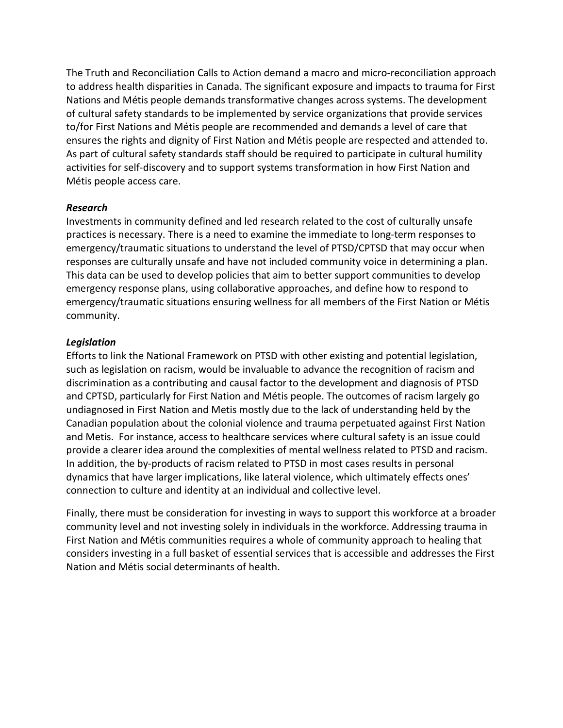The Truth and Reconciliation Calls to Action demand a macro and micro-reconciliation approach to address health disparities in Canada. The significant exposure and impacts to trauma for First Nations and Métis people demands transformative changes across systems. The development of cultural safety standards to be implemented by service organizations that provide services to/for First Nations and Métis people are recommended and demands a level of care that ensures the rights and dignity of First Nation and Métis people are respected and attended to. As part of cultural safety standards staff should be required to participate in cultural humility activities for self-discovery and to support systems transformation in how First Nation and Métis people access care.

***Research***

Investments in community defined and led research related to the cost of culturally unsafe practices is necessary. There is a need to examine the immediate to long-term responses to emergency/traumatic situations to understand the level of PTSD/CPTSD that may occur when responses are culturally unsafe and have not included community voice in determining a plan. This data can be used to develop policies that aim to better support communities to develop emergency response plans, using collaborative approaches, and define how to respond to emergency/traumatic situations ensuring wellness for all members of the First Nation or Métis community.

***Legislation***

Efforts to link the National Framework on PTSD with other existing and potential legislation, such as legislation on racism, would be invaluable to advance the recognition of racism and discrimination as a contributing and causal factor to the development and diagnosis of PTSD and CPTSD, particularly for First Nation and Métis people. The outcomes of racism largely go undiagnosed in First Nation and Metis mostly due to the lack of understanding held by the Canadian population about the colonial violence and trauma perpetuated against First Nation and Metis. For instance, access to healthcare services where cultural safety is an issue could provide a clearer idea around the complexities of mental wellness related to PTSD and racism. In addition, the by-products of racism related to PTSD in most cases results in personal dynamics that have larger implications, like lateral violence, which ultimately effects ones' connection to culture and identity at an individual and collective level.

Finally, there must be consideration for investing in ways to support this workforce at a broader community level and not investing solely in individuals in the workforce. Addressing trauma in First Nation and Métis communities requires a whole of community approach to healing that considers investing in a full basket of essential services that is accessible and addresses the First Nation and Métis social determinants of health.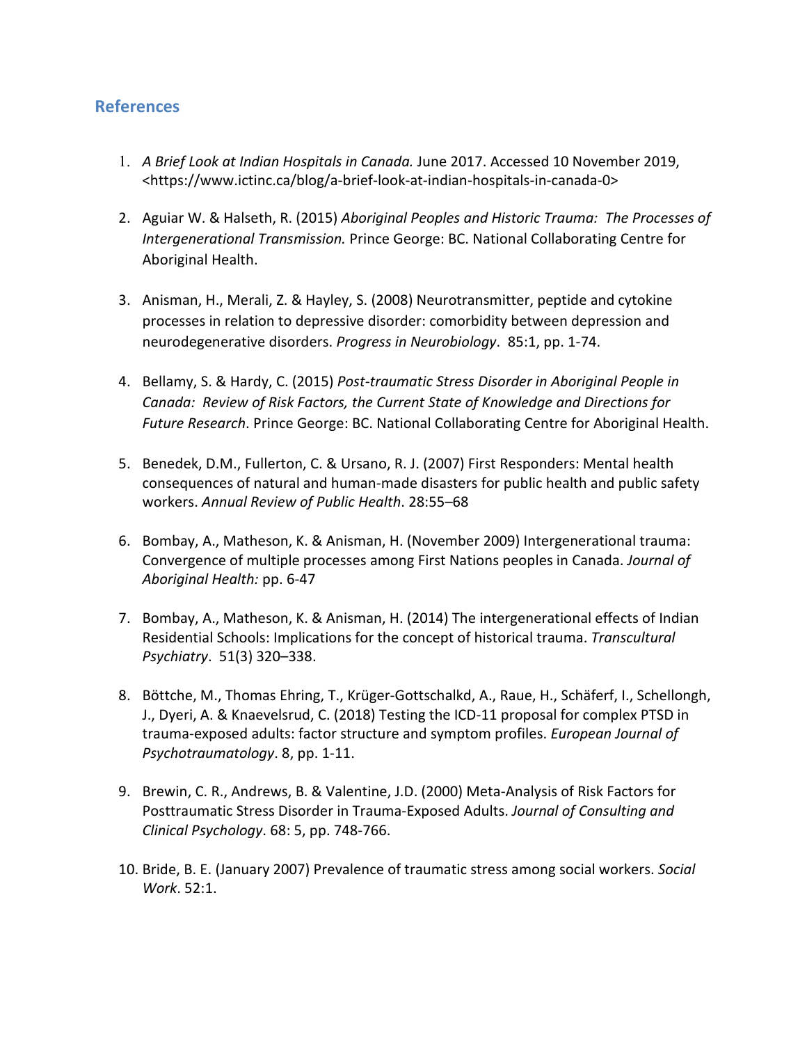## References

1. *A Brief Look at Indian Hospitals in Canada.* June 2017. Accessed 10 November 2019, <https://www.ictinc.ca/blog/a-brief-look-at-indian-hospitals-in-canada-0>

2. Aguiar W. & Halseth, R. (2015) *Aboriginal Peoples and Historic Trauma: The Processes of Intergenerational Transmission.* Prince George: BC. National Collaborating Centre for Aboriginal Health.

3. Anisman, H., Merali, Z. & Hayley, S. (2008) Neurotransmitter, peptide and cytokine processes in relation to depressive disorder: comorbidity between depression and neurodegenerative disorders. *Progress in Neurobiology*. 85:1, pp. 1-74.

4. Bellamy, S. & Hardy, C. (2015) *Post-traumatic Stress Disorder in Aboriginal People in Canada: Review of Risk Factors, the Current State of Knowledge and Directions for Future Research*. Prince George: BC. National Collaborating Centre for Aboriginal Health.

5. Benedek, D.M., Fullerton, C. & Ursano, R. J. (2007) First Responders: Mental health consequences of natural and human-made disasters for public health and public safety workers. *Annual Review of Public Health*. 28:55–68

6. Bombay, A., Matheson, K. & Anisman, H. (November 2009) Intergenerational trauma: Convergence of multiple processes among First Nations peoples in Canada. *Journal of Aboriginal Health:* pp. 6-47

7. Bombay, A., Matheson, K. & Anisman, H. (2014) The intergenerational effects of Indian Residential Schools: Implications for the concept of historical trauma. *Transcultural Psychiatry*. 51(3) 320–338.

8. Böttche, M., Thomas Ehring, T., Krüger-Gottschalkd, A., Raue, H., Schäferf, I., Schellongh, J., Dyeri, A. & Knaevelsrud, C. (2018) Testing the ICD-11 proposal for complex PTSD in trauma-exposed adults: factor structure and symptom profiles. *European Journal of Psychotraumatology*. 8, pp. 1-11.

9. Brewin, C. R., Andrews, B. & Valentine, J.D. (2000) Meta-Analysis of Risk Factors for Posttraumatic Stress Disorder in Trauma-Exposed Adults. *Journal of Consulting and Clinical Psychology*. 68: 5, pp. 748-766.

10. Bride, B. E. (January 2007) Prevalence of traumatic stress among social workers. *Social Work*. 52:1.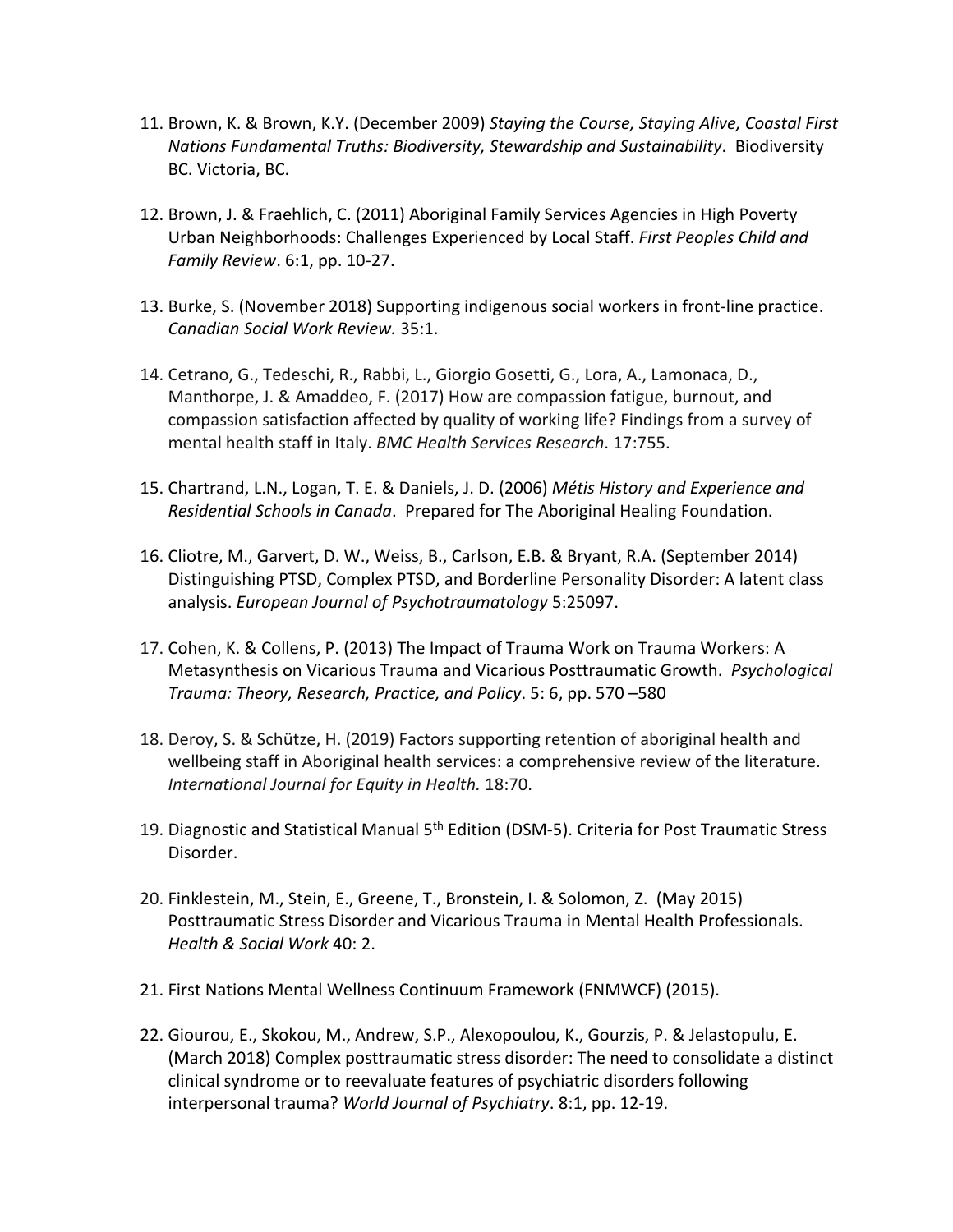11. Brown, K. & Brown, K.Y. (December 2009) *Staying the Course, Staying Alive, Coastal First Nations Fundamental Truths: Biodiversity, Stewardship and Sustainability*. Biodiversity BC. Victoria, BC.

12. Brown, J. & Fraehlich, C. (2011) Aboriginal Family Services Agencies in High Poverty Urban Neighborhoods: Challenges Experienced by Local Staff. *First Peoples Child and Family Review*. 6:1, pp. 10-27.

13. Burke, S. (November 2018) Supporting indigenous social workers in front-line practice. *Canadian Social Work Review.* 35:1.

14. Cetrano, G., Tedeschi, R., Rabbi, L., Giorgio Gosetti, G., Lora, A., Lamonaca, D., Manthorpe, J. & Amaddeo, F. (2017) How are compassion fatigue, burnout, and compassion satisfaction affected by quality of working life? Findings from a survey of mental health staff in Italy. *BMC Health Services Research*. 17:755.

15. Chartrand, L.N., Logan, T. E. & Daniels, J. D. (2006) *Métis History and Experience and Residential Schools in Canada*. Prepared for The Aboriginal Healing Foundation.

16. Cliotre, M., Garvert, D. W., Weiss, B., Carlson, E.B. & Bryant, R.A. (September 2014) Distinguishing PTSD, Complex PTSD, and Borderline Personality Disorder: A latent class analysis. *European Journal of Psychotraumatology* 5:25097.

17. Cohen, K. & Collens, P. (2013) The Impact of Trauma Work on Trauma Workers: A Metasynthesis on Vicarious Trauma and Vicarious Posttraumatic Growth. *Psychological Trauma: Theory, Research, Practice, and Policy*. 5: 6, pp. 570 –580

18. Deroy, S. & Schütze, H. (2019) Factors supporting retention of aboriginal health and wellbeing staff in Aboriginal health services: a comprehensive review of the literature. *International Journal for Equity in Health.* 18:70.

19. Diagnostic and Statistical Manual 5th Edition (DSM-5). Criteria for Post Traumatic Stress Disorder.

20. Finklestein, M., Stein, E., Greene, T., Bronstein, I. & Solomon, Z. (May 2015) Posttraumatic Stress Disorder and Vicarious Trauma in Mental Health Professionals. *Health & Social Work* 40: 2.

21. First Nations Mental Wellness Continuum Framework (FNMWCF) (2015).

22. Giourou, E., Skokou, M., Andrew, S.P., Alexopoulou, K., Gourzis, P. & Jelastopulu, E. (March 2018) Complex posttraumatic stress disorder: The need to consolidate a distinct clinical syndrome or to reevaluate features of psychiatric disorders following interpersonal trauma? *World Journal of Psychiatry*. 8:1, pp. 12-19.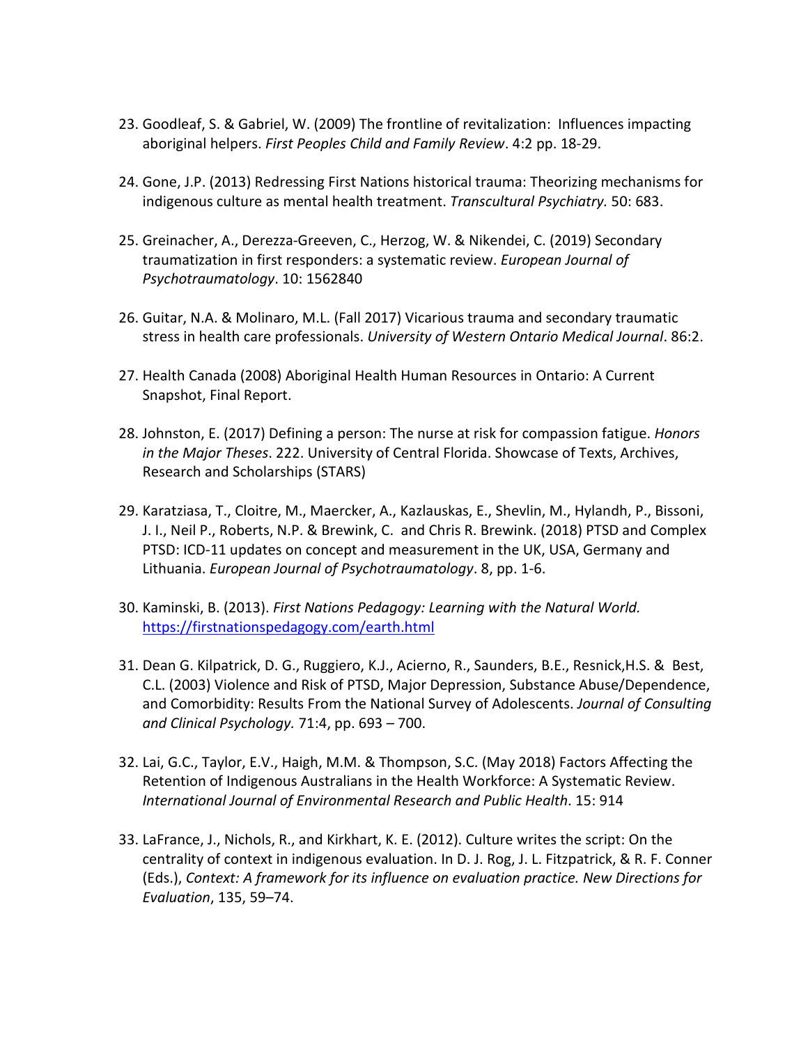23. Goodleaf, S. & Gabriel, W. (2009) The frontline of revitalization: Influences impacting aboriginal helpers. *First Peoples Child and Family Review*. 4:2 pp. 18-29.

24. Gone, J.P. (2013) Redressing First Nations historical trauma: Theorizing mechanisms for indigenous culture as mental health treatment. *Transcultural Psychiatry.* 50: 683.

25. Greinacher, A., Derezza-Greeven, C., Herzog, W. & Nikendei, C. (2019) Secondary traumatization in first responders: a systematic review. *European Journal of Psychotraumatology*. 10: 1562840

26. Guitar, N.A. & Molinaro, M.L. (Fall 2017) Vicarious trauma and secondary traumatic stress in health care professionals. *University of Western Ontario Medical Journal*. 86:2.

27. Health Canada (2008) Aboriginal Health Human Resources in Ontario: A Current Snapshot, Final Report.

28. Johnston, E. (2017) Defining a person: The nurse at risk for compassion fatigue. *Honors in the Major Theses*. 222. University of Central Florida. Showcase of Texts, Archives, Research and Scholarships (STARS)

29. Karatziasa, T., Cloitre, M., Maercker, A., Kazlauskas, E., Shevlin, M., Hylandh, P., Bissoni, J. I., Neil P., Roberts, N.P. & Brewink, C. and Chris R. Brewink. (2018) PTSD and Complex PTSD: ICD-11 updates on concept and measurement in the UK, USA, Germany and Lithuania. *European Journal of Psychotraumatology*. 8, pp. 1-6.

30. Kaminski, B. (2013). *First Nations Pedagogy: Learning with the Natural World.* https://firstnationspedagogy.com/earth.html

31. Dean G. Kilpatrick, D. G., Ruggiero, K.J., Acierno, R., Saunders, B.E., Resnick,H.S. & Best, C.L. (2003) Violence and Risk of PTSD, Major Depression, Substance Abuse/Dependence, and Comorbidity: Results From the National Survey of Adolescents. *Journal of Consulting and Clinical Psychology.* 71:4, pp. 693 – 700.

32. Lai, G.C., Taylor, E.V., Haigh, M.M. & Thompson, S.C. (May 2018) Factors Affecting the Retention of Indigenous Australians in the Health Workforce: A Systematic Review. *International Journal of Environmental Research and Public Health*. 15: 914

33. LaFrance, J., Nichols, R., and Kirkhart, K. E. (2012). Culture writes the script: On the centrality of context in indigenous evaluation. In D. J. Rog, J. L. Fitzpatrick, & R. F. Conner (Eds.), *Context: A framework for its influence on evaluation practice. New Directions for Evaluation*, 135, 59–74.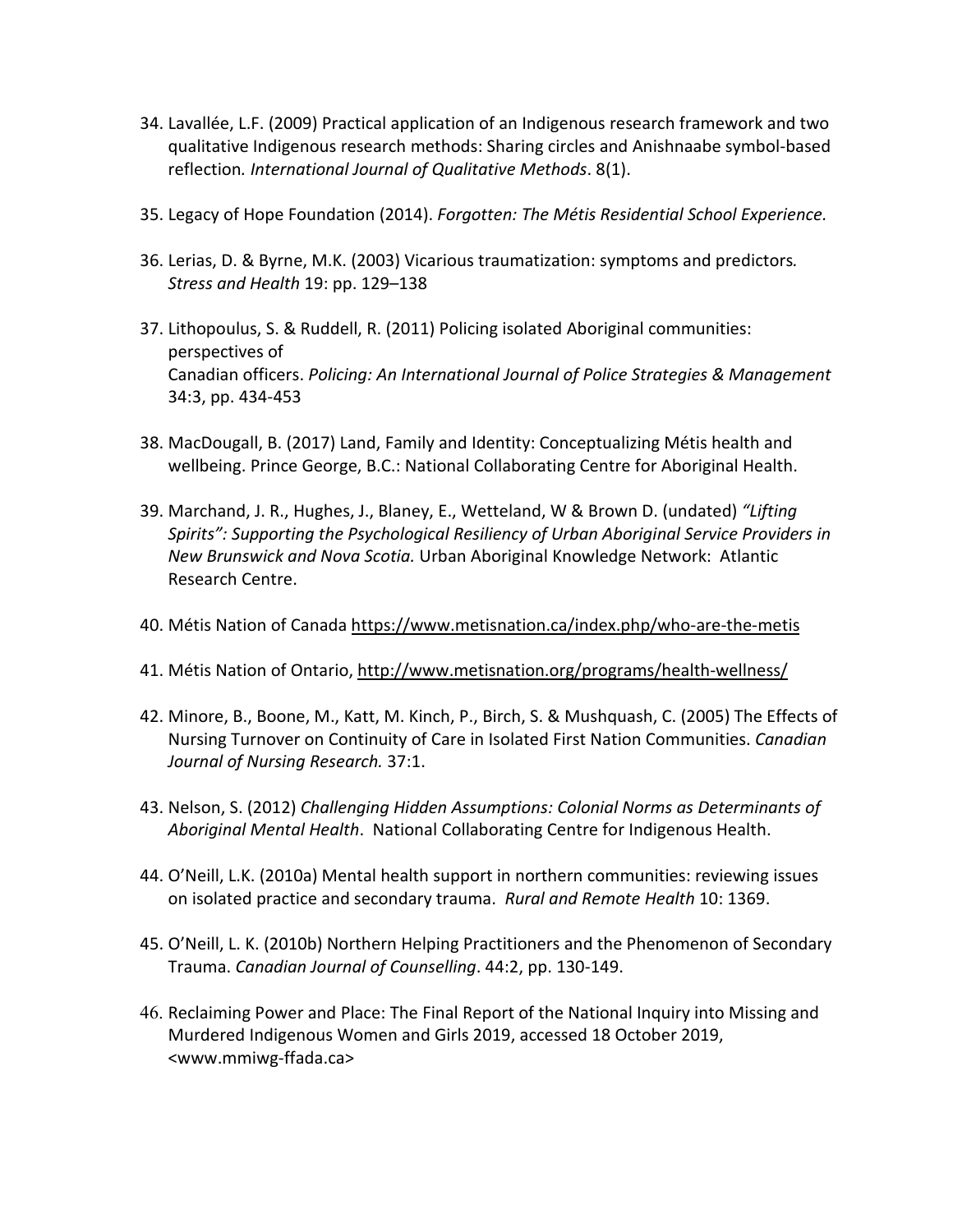34. Lavallée, L.F. (2009) Practical application of an Indigenous research framework and two qualitative Indigenous research methods: Sharing circles and Anishnaabe symbol-based reflection*. International Journal of Qualitative Methods*. 8(1).

35. Legacy of Hope Foundation (2014). *Forgotten: The Métis Residential School Experience.*

36. Lerias, D. & Byrne, M.K. (2003) Vicarious traumatization: symptoms and predictors*. Stress and Health* 19: pp. 129–138

37. Lithopoulus, S. & Ruddell, R. (2011) Policing isolated Aboriginal communities: perspectives of
Canadian officers. *Policing: An International Journal of Police Strategies & Management* 34:3, pp. 434-453

38. MacDougall, B. (2017) Land, Family and Identity: Conceptualizing Métis health and wellbeing. Prince George, B.C.: National Collaborating Centre for Aboriginal Health.

39. Marchand, J. R., Hughes, J., Blaney, E., Wetteland, W & Brown D. (undated) *"Lifting Spirits": Supporting the Psychological Resiliency of Urban Aboriginal Service Providers in New Brunswick and Nova Scotia.* Urban Aboriginal Knowledge Network: Atlantic Research Centre.

40. Métis Nation of Canada https://www.metisnation.ca/index.php/who-are-the-metis

41. Métis Nation of Ontario, http://www.metisnation.org/programs/health-wellness/

42. Minore, B., Boone, M., Katt, M. Kinch, P., Birch, S. & Mushquash, C. (2005) The Effects of Nursing Turnover on Continuity of Care in Isolated First Nation Communities. *Canadian Journal of Nursing Research.* 37:1.

43. Nelson, S. (2012) *Challenging Hidden Assumptions: Colonial Norms as Determinants of Aboriginal Mental Health*. National Collaborating Centre for Indigenous Health.

44. O'Neill, L.K. (2010a) Mental health support in northern communities: reviewing issues on isolated practice and secondary trauma. *Rural and Remote Health* 10: 1369.

45. O'Neill, L. K. (2010b) Northern Helping Practitioners and the Phenomenon of Secondary Trauma. *Canadian Journal of Counselling*. 44:2, pp. 130-149.

46. Reclaiming Power and Place: The Final Report of the National Inquiry into Missing and Murdered Indigenous Women and Girls 2019, accessed 18 October 2019, <www.mmiwg-ffada.ca>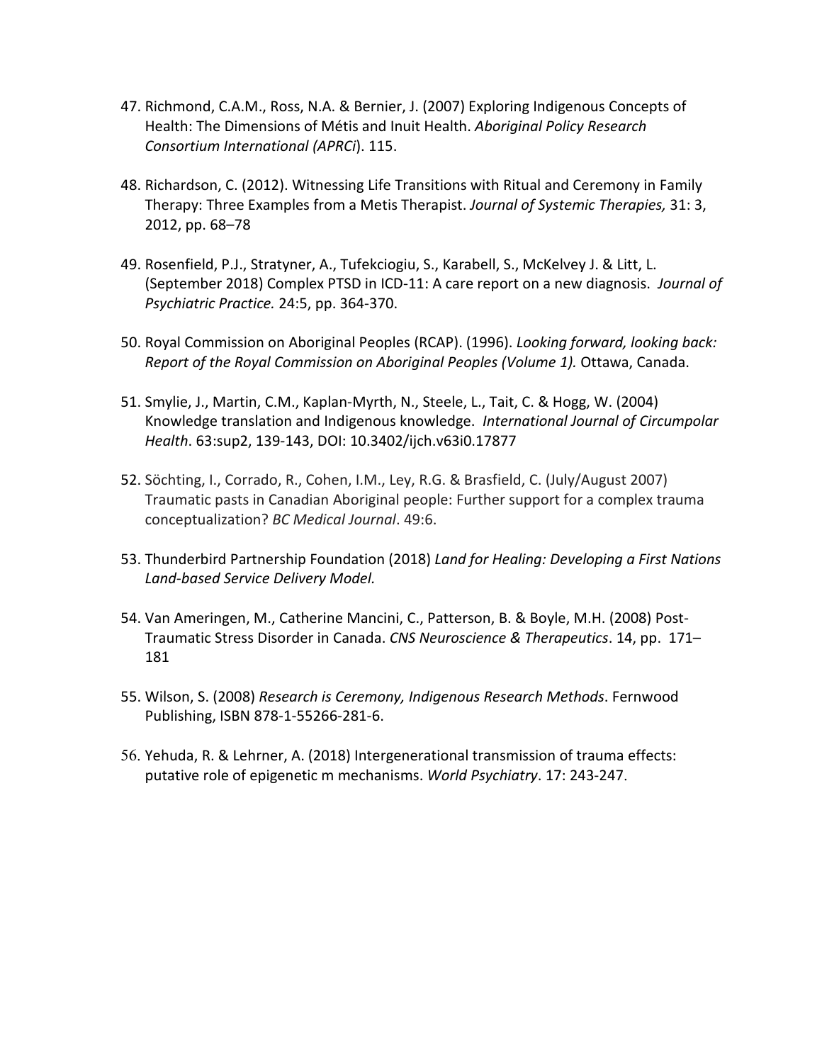47. Richmond, C.A.M., Ross, N.A. & Bernier, J. (2007) Exploring Indigenous Concepts of Health: The Dimensions of Métis and Inuit Health. *Aboriginal Policy Research Consortium International (APRCi*). 115.

48. Richardson, C. (2012). Witnessing Life Transitions with Ritual and Ceremony in Family Therapy: Three Examples from a Metis Therapist. *Journal of Systemic Therapies,* 31: 3, 2012, pp. 68–78

49. Rosenfield, P.J., Stratyner, A., Tufekciogiu, S., Karabell, S., McKelvey J. & Litt, L. (September 2018) Complex PTSD in ICD-11: A care report on a new diagnosis. *Journal of Psychiatric Practice.* 24:5, pp. 364-370.

50. Royal Commission on Aboriginal Peoples (RCAP). (1996). *Looking forward, looking back: Report of the Royal Commission on Aboriginal Peoples (Volume 1).* Ottawa, Canada.

51. Smylie, J., Martin, C.M., Kaplan-Myrth, N., Steele, L., Tait, C. & Hogg, W. (2004) Knowledge translation and Indigenous knowledge. *International Journal of Circumpolar Health*. 63:sup2, 139-143, DOI: 10.3402/ijch.v63i0.17877

52. Söchting, I., Corrado, R., Cohen, I.M., Ley, R.G. & Brasfield, C. (July/August 2007) Traumatic pasts in Canadian Aboriginal people: Further support for a complex trauma conceptualization? *BC Medical Journal*. 49:6.

53. Thunderbird Partnership Foundation (2018) *Land for Healing: Developing a First Nations Land-based Service Delivery Model.*

54. Van Ameringen, M., Catherine Mancini, C., Patterson, B. & Boyle, M.H. (2008) Post-Traumatic Stress Disorder in Canada. *CNS Neuroscience & Therapeutics*. 14, pp. 171–181

55. Wilson, S. (2008) *Research is Ceremony, Indigenous Research Methods*. Fernwood Publishing, ISBN 878-1-55266-281-6.

56. Yehuda, R. & Lehrner, A. (2018) Intergenerational transmission of trauma effects: putative role of epigenetic m mechanisms. *World Psychiatry*. 17: 243-247.